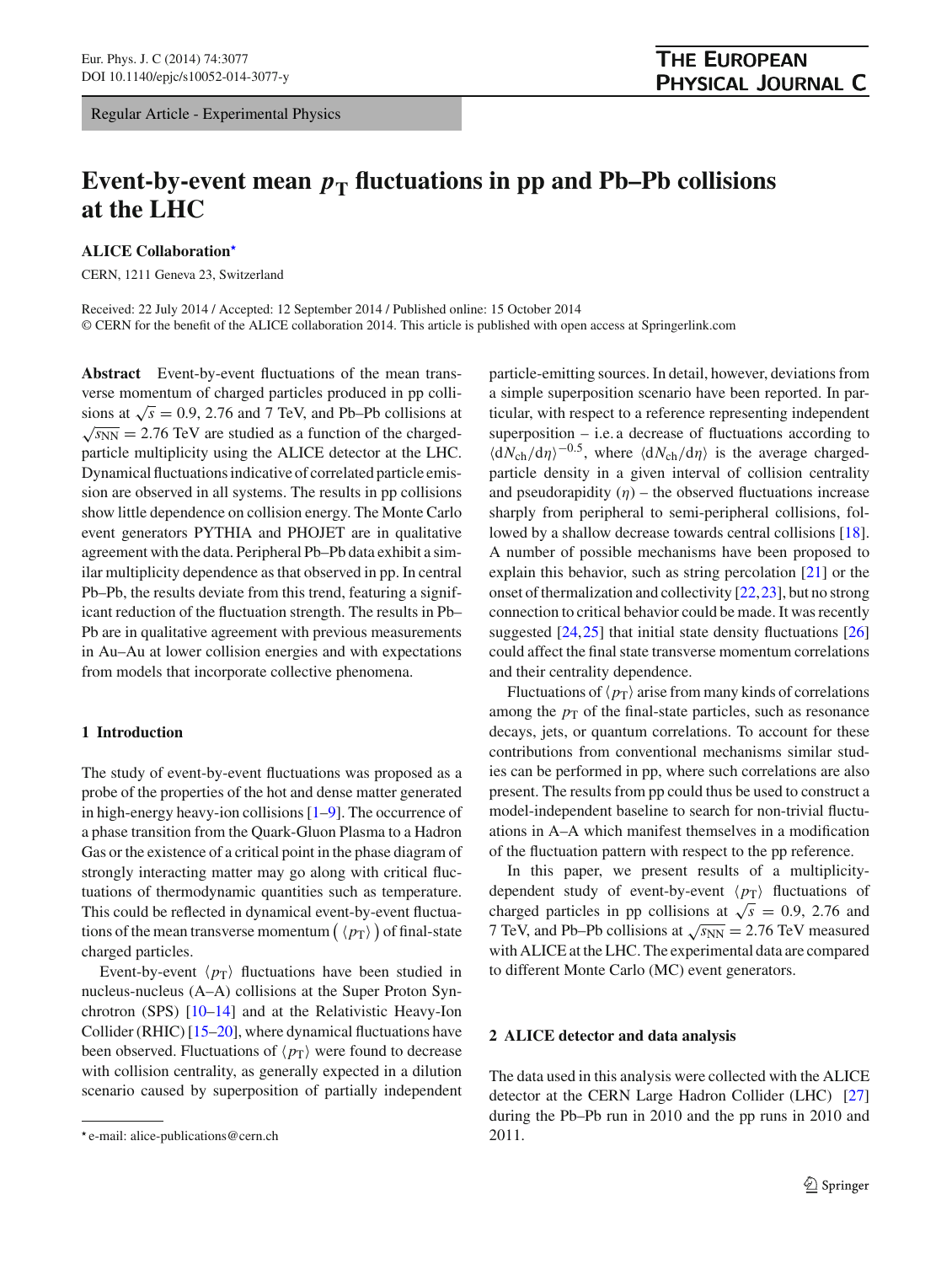Regular Article - Experimental Physics

# Event-by-event mean $p_T$ fluctuations in pp and Pb–Pb collisions at the LHC

**ALICE Collaboration***

CERN, 1211 Geneva 23, Switzerland

Received: 22 July 2014 / Accepted: 12 September 2014 / Published online: 15 October 2014
© CERN for the benefit of the ALICE collaboration 2014. This article is published with open access at Springerlink.com

**Abstract** Event-by-event fluctuations of the mean transverse momentum of charged particles produced in pp collisions at $\sqrt{s}$ = 0.9, 2.76 and 7 TeV, and Pb–Pb collisions at $\sqrt{s_{NN}}$ = 2.76 TeV are studied as a function of the charged-particle multiplicity using the ALICE detector at the LHC. Dynamical fluctuations indicative of correlated particle emission are observed in all systems. The results in pp collisions show little dependence on collision energy. The Monte Carlo event generators PYTHIA and PHOJET are in qualitative agreement with the data. Peripheral Pb–Pb data exhibit a similar multiplicity dependence as that observed in pp. In central Pb–Pb, the results deviate from this trend, featuring a significant reduction of the fluctuation strength. The results in Pb–Pb are in qualitative agreement with previous measurements in Au–Au at lower collision energies and with expectations from models that incorporate collective phenomena.

## 1 Introduction

The study of event-by-event fluctuations was proposed as a probe of the properties of the hot and dense matter generated in high-energy heavy-ion collisions [1–9]. The occurrence of a phase transition from the Quark-Gluon Plasma to a Hadron Gas or the existence of a critical point in the phase diagram of strongly interacting matter may go along with critical fluctuations of thermodynamic quantities such as temperature. This could be reflected in dynamical event-by-event fluctuations of the mean transverse momentum $(\langle p_T \rangle)$ of final-state charged particles.

Event-by-event $\langle p_T \rangle$ fluctuations have been studied in nucleus-nucleus (A–A) collisions at the Super Proton Synchrotron (SPS) [10–14] and at the Relativistic Heavy-Ion Collider (RHIC) [15–20], where dynamical fluctuations have been observed. Fluctuations of $\langle p_T \rangle$ were found to decrease with collision centrality, as generally expected in a dilution scenario caused by superposition of partially independent particle-emitting sources. In detail, however, deviations from a simple superposition scenario have been reported. In particular, with respect to a reference representing independent superposition – i.e. a decrease of fluctuations according to $\langle dN_{ch}/d\eta \rangle^{-0.5}$, where $\langle dN_{ch}/d\eta \rangle$ is the average charged-particle density in a given interval of collision centrality and pseudorapidity ($\eta$) – the observed fluctuations increase sharply from peripheral to semi-peripheral collisions, followed by a shallow decrease towards central collisions [18]. A number of possible mechanisms have been proposed to explain this behavior, such as string percolation [21] or the onset of thermalization and collectivity [22,23], but no strong connection to critical behavior could be made. It was recently suggested [24,25] that initial state density fluctuations [26] could affect the final state transverse momentum correlations and their centrality dependence.

Fluctuations of $\langle p_T \rangle$ arise from many kinds of correlations among the $p_T$ of the final-state particles, such as resonance decays, jets, or quantum correlations. To account for these contributions from conventional mechanisms similar studies can be performed in pp, where such correlations are also present. The results from pp could thus be used to construct a model-independent baseline to search for non-trivial fluctuations in A–A which manifest themselves in a modification of the fluctuation pattern with respect to the pp reference.

In this paper, we present results of a multiplicity-dependent study of event-by-event $\langle p_T \rangle$ fluctuations of charged particles in pp collisions at $\sqrt{s}$ = 0.9, 2.76 and 7 TeV, and Pb–Pb collisions at $\sqrt{s_{NN}}$ = 2.76 TeV measured with ALICE at the LHC. The experimental data are compared to different Monte Carlo (MC) event generators.

## 2 ALICE detector and data analysis

The data used in this analysis were collected with the ALICE detector at the CERN Large Hadron Collider (LHC) [27] during the Pb–Pb run in 2010 and the pp runs in 2010 and 2011.

* e-mail: alice-publications@cern.ch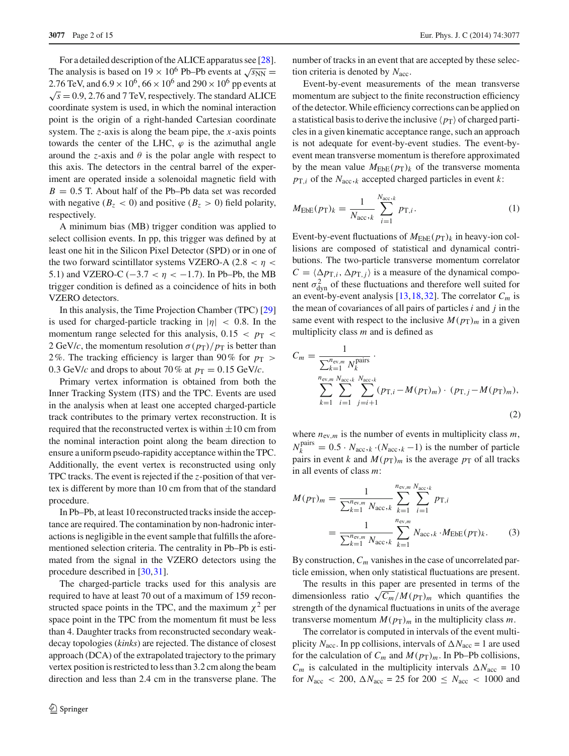For a detailed description of the ALICE apparatus see [28]. The analysis is based on $19 \times 10^6$ Pb–Pb events at $\sqrt{s_{\mathrm{NN}}} = 2.76$ TeV, and $6.9 \times 10^6$, $66 \times 10^6$ and $290 \times 10^6$ pp events at $\sqrt{s} = 0.9$, 2.76 and 7 TeV, respectively. The standard ALICE coordinate system is used, in which the nominal interaction point is the origin of a right-handed Cartesian coordinate system. The $z$-axis is along the beam pipe, the $x$-axis points towards the center of the LHC, $\varphi$ is the azimuthal angle around the $z$-axis and $\theta$ is the polar angle with respect to this axis. The detectors in the central barrel of the experiment are operated inside a solenoidal magnetic field with $B = 0.5$ T. About half of the Pb–Pb data set was recorded with negative ($B_z < 0$) and positive ($B_z > 0$) field polarity, respectively.

A minimum bias (MB) trigger condition was applied to select collision events. In pp, this trigger was defined by at least one hit in the Silicon Pixel Detector (SPD) or in one of the two forward scintillator systems VZERO-A ($2.8 < \eta < 5.1$) and VZERO-C ($-3.7 < \eta < -1.7$). In Pb–Pb, the MB trigger condition is defined as a coincidence of hits in both VZERO detectors.

In this analysis, the Time Projection Chamber (TPC) [29] is used for charged-particle tracking in $|\eta| < 0.8$. In the momentum range selected for this analysis, $0.15 < p_{\mathrm{T}} < 2$ GeV/$c$, the momentum resolution $\sigma(p_{\mathrm{T}})/p_{\mathrm{T}}$ is better than 2 %. The tracking efficiency is larger than 90 % for $p_{\mathrm{T}} > 0.3$ GeV/$c$ and drops to about 70 % at $p_{\mathrm{T}} = 0.15$ GeV/$c$.

Primary vertex information is obtained from both the Inner Tracking System (ITS) and the TPC. Events are used in the analysis when at least one accepted charged-particle track contributes to the primary vertex reconstruction. It is required that the reconstructed vertex is within $\pm 10$ cm from the nominal interaction point along the beam direction to ensure a uniform pseudo-rapidity acceptance within the TPC. Additionally, the event vertex is reconstructed using only TPC tracks. The event is rejected if the $z$-position of that vertex is different by more than 10 cm from that of the standard procedure.

In Pb–Pb, at least 10 reconstructed tracks inside the acceptance are required. The contamination by non-hadronic interactions is negligible in the event sample that fulfills the aforementioned selection criteria. The centrality in Pb–Pb is estimated from the signal in the VZERO detectors using the procedure described in [30,31].

The charged-particle tracks used for this analysis are required to have at least 70 out of a maximum of 159 reconstructed space points in the TPC, and the maximum $\chi^2$ per space point in the TPC from the momentum fit must be less than 4. Daughter tracks from reconstructed secondary weak-decay topologies (*kinks*) are rejected. The distance of closest approach (DCA) of the extrapolated trajectory to the primary vertex position is restricted to less than 3.2 cm along the beam direction and less than 2.4 cm in the transverse plane. The number of tracks in an event that are accepted by these selection criteria is denoted by $N_{\mathrm{acc}}$.

Event-by-event measurements of the mean transverse momentum are subject to the finite reconstruction efficiency of the detector. While efficiency corrections can be applied on a statistical basis to derive the inclusive $\langle p_{\mathrm{T}} \rangle$ of charged particles in a given kinematic acceptance range, such an approach is not adequate for event-by-event studies. The event-by-event mean transverse momentum is therefore approximated by the mean value $M_{\mathrm{EbE}}(p_{\mathrm{T}})_k$ of the transverse momenta $p_{\mathrm{T},i}$ of the $N_{\mathrm{acc},k}$ accepted charged particles in event $k$:

$$M_{\mathrm{EbE}}(p_{\mathrm{T}})_k = \frac{1}{N_{\mathrm{acc},k}} \sum_{i=1}^{N_{\mathrm{acc},k}} p_{\mathrm{T},i}. \tag{1}$$

Event-by-event fluctuations of $M_{\mathrm{EbE}}(p_{\mathrm{T}})_k$ in heavy-ion collisions are composed of statistical and dynamical contributions. The two-particle transverse momentum correlator $C = \langle \Delta p_{\mathrm{T},i}, \Delta p_{\mathrm{T},j} \rangle$ is a measure of the dynamical component $\sigma^2_{\mathrm{dyn}}$ of these fluctuations and therefore well suited for an event-by-event analysis [13,18,32]. The correlator $C_m$ is the mean of covariances of all pairs of particles $i$ and $j$ in the same event with respect to the inclusive $M(p_{\mathrm{T}})_m$ in a given multiplicity class $m$ and is defined as

$$C_m = \frac{1}{\sum_{k=1}^{n_{\mathrm{ev},m}} N_k^{\mathrm{pairs}}} \cdot \sum_{k=1}^{n_{\mathrm{ev},m}} \sum_{i=1}^{N_{\mathrm{acc},k}} \sum_{j=i+1}^{N_{\mathrm{acc},k}} (p_{\mathrm{T},i} - M(p_{\mathrm{T}})_m) \cdot (p_{\mathrm{T},j} - M(p_{\mathrm{T}})_m), \tag{2}$$

where $n_{\mathrm{ev},m}$ is the number of events in multiplicity class $m$, $N_k^{\mathrm{pairs}} = 0.5 \cdot N_{\mathrm{acc},k} \cdot (N_{\mathrm{acc},k} - 1)$ is the number of particle pairs in event $k$ and $M(p_{\mathrm{T}})_m$ is the average $p_{\mathrm{T}}$ of all tracks in all events of class $m$:

$$M(p_{\mathrm{T}})_m = \frac{1}{\sum_{k=1}^{n_{\mathrm{ev},m}} N_{\mathrm{acc},k}} \sum_{k=1}^{n_{\mathrm{ev},m}} \sum_{i=1}^{N_{\mathrm{acc},k}} p_{\mathrm{T},i} = \frac{1}{\sum_{k=1}^{n_{\mathrm{ev},m}} N_{\mathrm{acc},k}} \sum_{k=1}^{n_{\mathrm{ev},m}} N_{\mathrm{acc},k} \cdot M_{\mathrm{EbE}}(p_{\mathrm{T}})_k. \tag{3}$$

By construction, $C_m$ vanishes in the case of uncorrelated particle emission, when only statistical fluctuations are present.

The results in this paper are presented in terms of the dimensionless ratio $\sqrt{C_m}/M(p_{\mathrm{T}})_m$ which quantifies the strength of the dynamical fluctuations in units of the average transverse momentum $M(p_{\mathrm{T}})_m$ in the multiplicity class $m$.

The correlator is computed in intervals of the event multiplicity $N_{\mathrm{acc}}$. In pp collisions, intervals of $\Delta N_{\mathrm{acc}} = 1$ are used for the calculation of $C_m$ and $M(p_{\mathrm{T}})_m$. In Pb–Pb collisions, $C_m$ is calculated in the multiplicity intervals $\Delta N_{\mathrm{acc}} = 10$ for $N_{\mathrm{acc}} < 200$, $\Delta N_{\mathrm{acc}} = 25$ for $200 \leq N_{\mathrm{acc}} < 1000$ and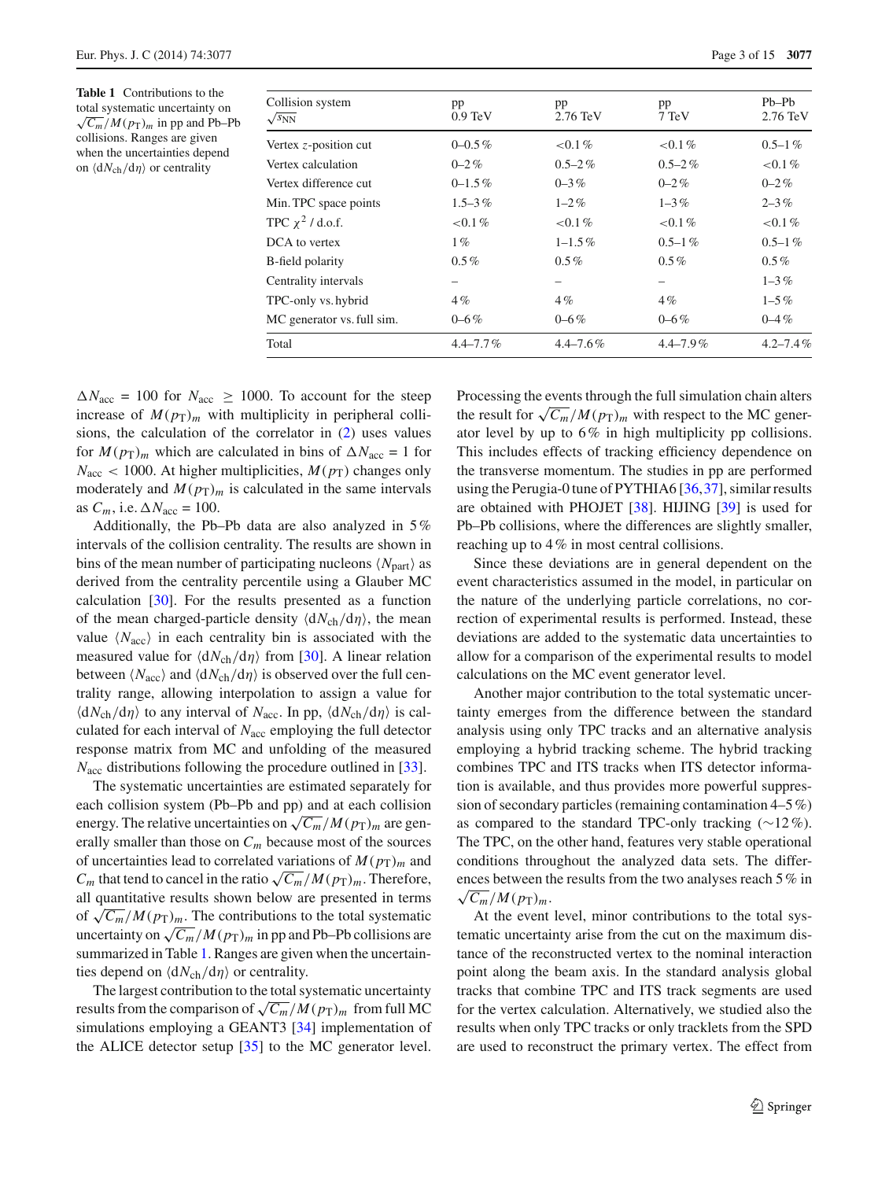**Table 1** Contributions to the total systematic uncertainty on $\sqrt{C_m}/M(p_{\mathrm{T}})_m$ in pp and Pb–Pb collisions. Ranges are given when the uncertainties depend on $\langle \mathrm{d}N_{\mathrm{ch}}/\mathrm{d}\eta \rangle$ or centrality

| Collision system $\sqrt{s_{\mathrm{NN}}}$ | pp 0.9 TeV | pp 2.76 TeV | pp 7 TeV | Pb–Pb 2.76 TeV |
|---|---|---|---|---|
| Vertex $z$-position cut | 0–0.5 % | <0.1 % | <0.1 % | 0.5–1 % |
| Vertex calculation | 0–2 % | 0.5–2 % | 0.5–2 % | <0.1 % |
| Vertex difference cut | 0–1.5 % | 0–3 % | 0–2 % | 0–2 % |
| Min. TPC space points | 1.5–3 % | 1–2 % | 1–3 % | 2–3 % |
| TPC $\chi^2$ / d.o.f. | <0.1 % | <0.1 % | <0.1 % | <0.1 % |
| DCA to vertex | 1 % | 1–1.5 % | 0.5–1 % | 0.5–1 % |
| B-field polarity | 0.5 % | 0.5 % | 0.5 % | 0.5 % |
| Centrality intervals | – | – | – | 1–3 % |
| TPC-only vs. hybrid | 4 % | 4 % | 4 % | 1–5 % |
| MC generator vs. full sim. | 0–6 % | 0–6 % | 0–6 % | 0–4 % |
| Total | 4.4–7.7 % | 4.4–7.6 % | 4.4–7.9 % | 4.2–7.4 % |

$\Delta N_{\mathrm{acc}} = 100$ for $N_{\mathrm{acc}} \geq 1000$. To account for the steep increase of $M(p_{\mathrm{T}})_m$ with multiplicity in peripheral collisions, the calculation of the correlator in (2) uses values for $M(p_{\mathrm{T}})_m$ which are calculated in bins of $\Delta N_{\mathrm{acc}} = 1$ for $N_{\mathrm{acc}} < 1000$. At higher multiplicities, $M(p_{\mathrm{T}})$ changes only moderately and $M(p_{\mathrm{T}})_m$ is calculated in the same intervals as $C_m$, i.e. $\Delta N_{\mathrm{acc}} = 100$.

Additionally, the Pb–Pb data are also analyzed in 5 % intervals of the collision centrality. The results are shown in bins of the mean number of participating nucleons $\langle N_{\mathrm{part}} \rangle$ as derived from the centrality percentile using a Glauber MC calculation [30]. For the results presented as a function of the mean charged-particle density $\langle \mathrm{d}N_{\mathrm{ch}}/\mathrm{d}\eta \rangle$, the mean value $\langle N_{\mathrm{acc}} \rangle$ in each centrality bin is associated with the measured value for $\langle \mathrm{d}N_{\mathrm{ch}}/\mathrm{d}\eta \rangle$ from [30]. A linear relation between $\langle N_{\mathrm{acc}} \rangle$ and $\langle \mathrm{d}N_{\mathrm{ch}}/\mathrm{d}\eta \rangle$ is observed over the full centrality range, allowing interpolation to assign a value for $\langle \mathrm{d}N_{\mathrm{ch}}/\mathrm{d}\eta \rangle$ to any interval of $N_{\mathrm{acc}}$. In pp, $\langle \mathrm{d}N_{\mathrm{ch}}/\mathrm{d}\eta \rangle$ is calculated for each interval of $N_{\mathrm{acc}}$ employing the full detector response matrix from MC and unfolding of the measured $N_{\mathrm{acc}}$ distributions following the procedure outlined in [33].

The systematic uncertainties are estimated separately for each collision system (Pb–Pb and pp) and at each collision energy. The relative uncertainties on $\sqrt{C_m}/M(p_{\mathrm{T}})_m$ are generally smaller than those on $C_m$ because most of the sources of uncertainties lead to correlated variations of $M(p_{\mathrm{T}})_m$ and $C_m$ that tend to cancel in the ratio $\sqrt{C_m}/M(p_{\mathrm{T}})_m$. Therefore, all quantitative results shown below are presented in terms of $\sqrt{C_m}/M(p_{\mathrm{T}})_m$. The contributions to the total systematic uncertainty on $\sqrt{C_m}/M(p_{\mathrm{T}})_m$ in pp and Pb–Pb collisions are summarized in Table 1. Ranges are given when the uncertainties depend on $\langle \mathrm{d}N_{\mathrm{ch}}/\mathrm{d}\eta \rangle$ or centrality.

The largest contribution to the total systematic uncertainty results from the comparison of $\sqrt{C_m}/M(p_{\mathrm{T}})_m$ from full MC simulations employing a GEANT3 [34] implementation of the ALICE detector setup [35] to the MC generator level. Processing the events through the full simulation chain alters the result for $\sqrt{C_m}/M(p_{\mathrm{T}})_m$ with respect to the MC generator level by up to 6 % in high multiplicity pp collisions. This includes effects of tracking efficiency dependence on the transverse momentum. The studies in pp are performed using the Perugia-0 tune of PYTHIA6 [36,37], similar results are obtained with PHOJET [38]. HIJING [39] is used for Pb–Pb collisions, where the differences are slightly smaller, reaching up to 4 % in most central collisions.

Since these deviations are in general dependent on the event characteristics assumed in the model, in particular on the nature of the underlying particle correlations, no correction of experimental results is performed. Instead, these deviations are added to the systematic data uncertainties to allow for a comparison of the experimental results to model calculations on the MC event generator level.

Another major contribution to the total systematic uncertainty emerges from the difference between the standard analysis using only TPC tracks and an alternative analysis employing a hybrid tracking scheme. The hybrid tracking combines TPC and ITS tracks when ITS detector information is available, and thus provides more powerful suppression of secondary particles (remaining contamination 4–5 %) as compared to the standard TPC-only tracking (∼12 %). The TPC, on the other hand, features very stable operational conditions throughout the analyzed data sets. The differences between the results from the two analyses reach 5 % in $\sqrt{C_m}/M(p_{\mathrm{T}})_m$.

At the event level, minor contributions to the total systematic uncertainty arise from the cut on the maximum distance of the reconstructed vertex to the nominal interaction point along the beam axis. In the standard analysis global tracks that combine TPC and ITS track segments are used for the vertex calculation. Alternatively, we studied also the results when only TPC tracks or only tracklets from the SPD are used to reconstruct the primary vertex. The effect from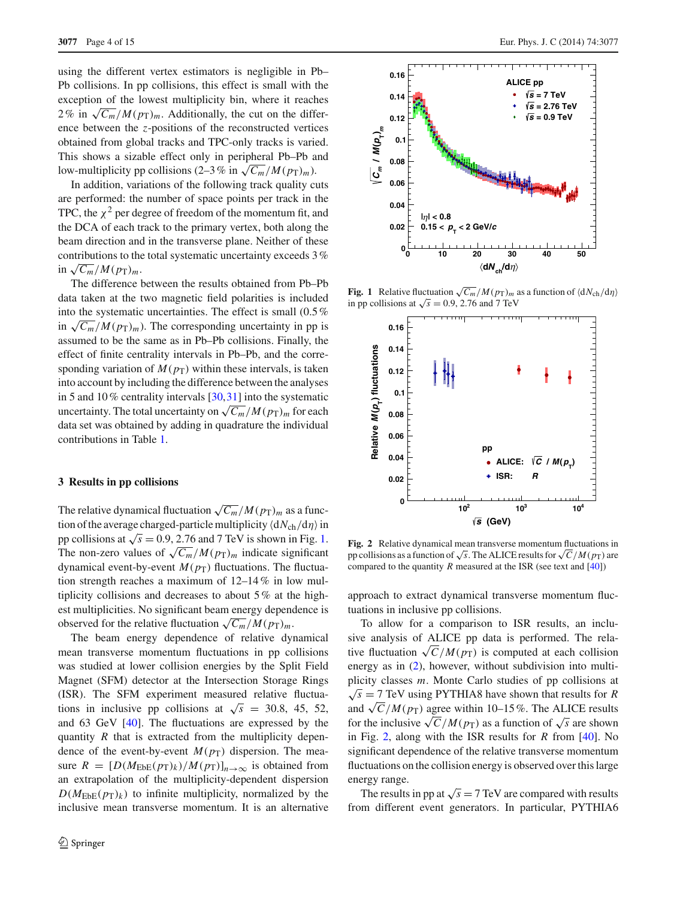using the different vertex estimators is negligible in Pb–Pb collisions. In pp collisions, this effect is small with the exception of the lowest multiplicity bin, where it reaches 2 % in $\sqrt{C_m}/M(p_\mathrm{T})_m$. Additionally, the cut on the difference between the $z$-positions of the reconstructed vertices obtained from global tracks and TPC-only tracks is varied. This shows a sizable effect only in peripheral Pb–Pb and low-multiplicity pp collisions (2–3 % in $\sqrt{C_m}/M(p_\mathrm{T})_m$).

In addition, variations of the following track quality cuts are performed: the number of space points per track in the TPC, the $\chi^2$ per degree of freedom of the momentum fit, and the DCA of each track to the primary vertex, both along the beam direction and in the transverse plane. Neither of these contributions to the total systematic uncertainty exceeds 3 % in $\sqrt{C_m}/M(p_\mathrm{T})_m$.

The difference between the results obtained from Pb–Pb data taken at the two magnetic field polarities is included into the systematic uncertainties. The effect is small (0.5 % in $\sqrt{C_m}/M(p_\mathrm{T})_m$). The corresponding uncertainty in pp is assumed to be the same as in Pb–Pb collisions. Finally, the effect of finite centrality intervals in Pb–Pb, and the corresponding variation of $M(p_\mathrm{T})$ within these intervals, is taken into account by including the difference between the analyses in 5 and 10 % centrality intervals [30,31] into the systematic uncertainty. The total uncertainty on $\sqrt{C_m}/M(p_\mathrm{T})_m$ for each data set was obtained by adding in quadrature the individual contributions in Table 1.

## 3 Results in pp collisions

The relative dynamical fluctuation $\sqrt{C_m}/M(p_\mathrm{T})_m$ as a function of the average charged-particle multiplicity $\langle \mathrm{d}N_\mathrm{ch}/\mathrm{d}\eta\rangle$ in pp collisions at $\sqrt{s} = 0.9$, 2.76 and 7 TeV is shown in Fig. 1. The non-zero values of $\sqrt{C_m}/M(p_\mathrm{T})_m$ indicate significant dynamical event-by-event $M(p_\mathrm{T})$ fluctuations. The fluctuation strength reaches a maximum of 12–14 % in low multiplicity collisions and decreases to about 5 % at the highest multiplicities. No significant beam energy dependence is observed for the relative fluctuation $\sqrt{C_m}/M(p_\mathrm{T})_m$.

The beam energy dependence of relative dynamical mean transverse momentum fluctuations in pp collisions was studied at lower collision energies by the Split Field Magnet (SFM) detector at the Intersection Storage Rings (ISR). The SFM experiment measured relative fluctuations in inclusive pp collisions at $\sqrt{s} = 30.8$, 45, 52, and 63 GeV [40]. The fluctuations are expressed by the quantity $R$ that is extracted from the multiplicity dependence of the event-by-event $M(p_\mathrm{T})$ dispersion. The measure $R = [D(M_\mathrm{EbE}(p_\mathrm{T})_k)/M(p_\mathrm{T})]_{n\rightarrow\infty}$ is obtained from an extrapolation of the multiplicity-dependent dispersion $D(M_\mathrm{EbE}(p_\mathrm{T})_k)$ to infinite multiplicity, normalized by the inclusive mean transverse momentum. It is an alternative approach to extract dynamical transverse momentum fluctuations in inclusive pp collisions.

Fig. 1 Relative fluctuation $\sqrt{C_m}/M(p_\mathrm{T})_m$ as a function of $\langle \mathrm{d}N_\mathrm{ch}/\mathrm{d}\eta\rangle$ in pp collisions at $\sqrt{s} = 0.9$, 2.76 and 7 TeV

Fig. 2 Relative dynamical mean transverse momentum fluctuations in pp collisions as a function of $\sqrt{s}$. The ALICE results for $\sqrt{C}/M(p_\mathrm{T})$ are compared to the quantity $R$ measured at the ISR (see text and [40])

To allow for a comparison to ISR results, an inclusive analysis of ALICE pp data is performed. The relative fluctuation $\sqrt{C}/M(p_\mathrm{T})$ is computed at each collision energy as in (2), however, without subdivision into multiplicity classes $m$. Monte Carlo studies of pp collisions at $\sqrt{s} = 7$ TeV using PYTHIA8 have shown that results for $R$ and $\sqrt{C}/M(p_\mathrm{T})$ agree within 10–15 %. The ALICE results for the inclusive $\sqrt{C}/M(p_\mathrm{T})$ as a function of $\sqrt{s}$ are shown in Fig. 2, along with the ISR results for $R$ from [40]. No significant dependence of the relative transverse momentum fluctuations on the collision energy is observed over this large energy range.

The results in pp at $\sqrt{s} = 7$ TeV are compared with results from different event generators. In particular, PYTHIA6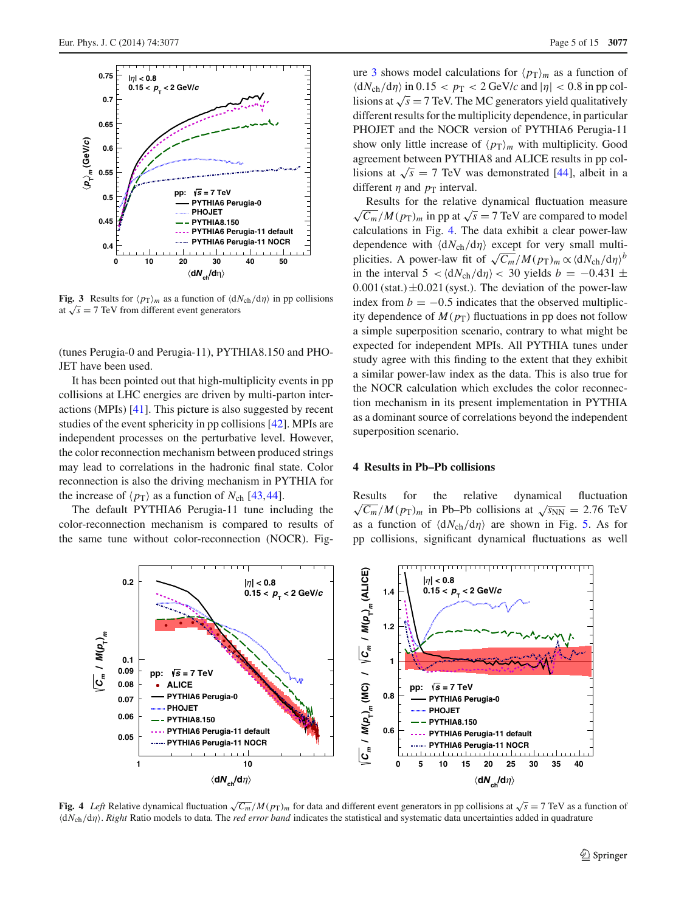Fig. 3 Results for $\langle p_T \rangle_m$ as a function of $\langle dN_{ch}/d\eta \rangle$ in pp collisions at $\sqrt{s} = 7$ TeV from different event generators

(tunes Perugia-0 and Perugia-11), PYTHIA8.150 and PHOJET have been used.

It has been pointed out that high-multiplicity events in pp collisions at LHC energies are driven by multi-parton interactions (MPIs) [41]. This picture is also suggested by recent studies of the event sphericity in pp collisions [42]. MPIs are independent processes on the perturbative level. However, the color reconnection mechanism between produced strings may lead to correlations in the hadronic final state. Color reconnection is also the driving mechanism in PYTHIA for the increase of $\langle p_T \rangle$ as a function of $N_{ch}$ [43,44].

The default PYTHIA6 Perugia-11 tune including the color-reconnection mechanism is compared to results of the same tune without color-reconnection (NOCR). Figure 3 shows model calculations for $\langle p_T \rangle_m$ as a function of $\langle dN_{ch}/d\eta \rangle$ in $0.15 < p_T < 2$ GeV/$c$ and $|\eta| < 0.8$ in pp collisions at $\sqrt{s} = 7$ TeV. The MC generators yield qualitatively different results for the multiplicity dependence, in particular PHOJET and the NOCR version of PYTHIA6 Perugia-11 show only little increase of $\langle p_T \rangle_m$ with multiplicity. Good agreement between PYTHIA8 and ALICE results in pp collisions at $\sqrt{s} = 7$ TeV was demonstrated [44], albeit in a different $\eta$ and $p_T$ interval.

Results for the relative dynamical fluctuation measure $\sqrt{C_m}/M(p_T)_m$ in pp at $\sqrt{s} = 7$ TeV are compared to model calculations in Fig. 4. The data exhibit a clear power-law dependence with $\langle dN_{ch}/d\eta \rangle$ except for very small multiplicities. A power-law fit of $\sqrt{C_m}/M(p_T)_m \propto \langle dN_{ch}/d\eta \rangle^b$ in the interval $5 < \langle dN_{ch}/d\eta \rangle < 30$ yields $b = -0.431 \pm 0.001\,(\text{stat.}) \pm 0.021\,(\text{syst.})$. The deviation of the power-law index from $b = -0.5$ indicates that the observed multiplicity dependence of $M(p_T)$ fluctuations in pp does not follow a simple superposition scenario, contrary to what might be expected for independent MPIs. All PYTHIA tunes under study agree with this finding to the extent that they exhibit a similar power-law index as the data. This is also true for the NOCR calculation which excludes the color reconnection mechanism in its present implementation in PYTHIA as a dominant source of correlations beyond the independent superposition scenario.

## 4 Results in Pb–Pb collisions

Results for the relative dynamical fluctuation $\sqrt{C_m}/M(p_T)_m$ in Pb–Pb collisions at $\sqrt{s_{NN}} = 2.76$ TeV as a function of $\langle dN_{ch}/d\eta \rangle$ are shown in Fig. 5. As for pp collisions, significant dynamical fluctuations as well

Fig. 4 *Left* Relative dynamical fluctuation $\sqrt{C_m}/M(p_T)_m$ for data and different event generators in pp collisions at $\sqrt{s} = 7$ TeV as a function of $\langle dN_{ch}/d\eta \rangle$. *Right* Ratio models to data. The *red error band* indicates the statistical and systematic data uncertainties added in quadrature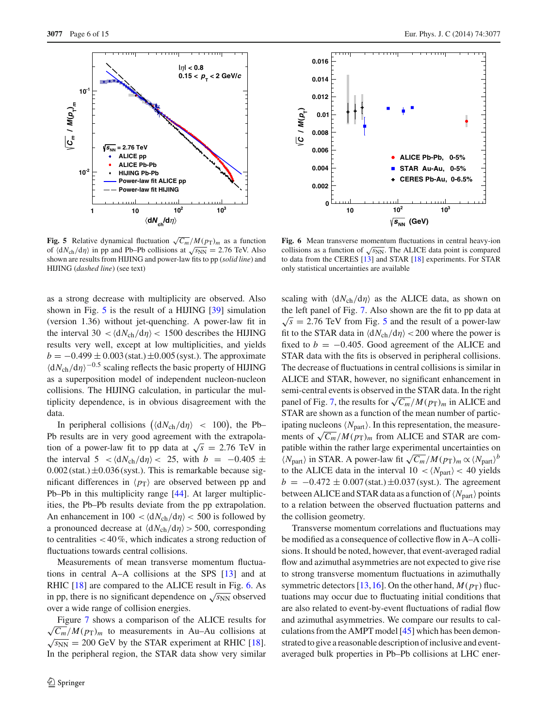**Fig. 5** Relative dynamical fluctuation $\sqrt{C_m}/M(p_T)_m$ as a function of $\langle dN_{ch}/d\eta\rangle$ in pp and Pb–Pb collisions at $\sqrt{s_{NN}} = 2.76$ TeV. Also shown are results from HIJING and power-law fits to pp (*solid line*) and HIJING (*dashed line*) (see text)

**Fig. 6** Mean transverse momentum fluctuations in central heavy-ion collisions as a function of $\sqrt{s_{NN}}$. The ALICE data point is compared to data from the CERES [13] and STAR [18] experiments. For STAR only statistical uncertainties are available

as a strong decrease with multiplicity are observed. Also shown in Fig. 5 is the result of a HIJING [39] simulation (version 1.36) without jet-quenching. A power-law fit in the interval $30 < \langle dN_{ch}/d\eta\rangle < 1500$ describes the HIJING results very well, except at low multiplicities, and yields $b = -0.499 \pm 0.003\,(\text{stat.}) \pm 0.005\,(\text{syst.})$. The approximate $\langle dN_{ch}/d\eta\rangle^{-0.5}$ scaling reflects the basic property of HIJING as a superposition model of independent nucleon-nucleon collisions. The HIJING calculation, in particular the multiplicity dependence, is in obvious disagreement with the data.

In peripheral collisions $\left(\langle dN_{ch}/d\eta\rangle < 100\right)$, the Pb–Pb results are in very good agreement with the extrapolation of a power-law fit to pp data at $\sqrt{s} = 2.76$ TeV in the interval $5 < \langle dN_{ch}/d\eta\rangle < 25$, with $b = -0.405 \pm 0.002\,(\text{stat.}) \pm 0.036\,(\text{syst.})$. This is remarkable because significant differences in $\langle p_T\rangle$ are observed between pp and Pb–Pb in this multiplicity range [44]. At larger multiplicities, the Pb–Pb results deviate from the pp extrapolation. An enhancement in $100 < \langle dN_{ch}/d\eta\rangle < 500$ is followed by a pronounced decrease at $\langle dN_{ch}/d\eta\rangle > 500$, corresponding to centralities $< 40\,\%$, which indicates a strong reduction of fluctuations towards central collisions.

Measurements of mean transverse momentum fluctuations in central A–A collisions at the SPS [13] and at RHIC [18] are compared to the ALICE result in Fig. 6. As in pp, there is no significant dependence on $\sqrt{s_{NN}}$ observed over a wide range of collision energies.

Figure 7 shows a comparison of the ALICE results for $\sqrt{C_m}/M(p_T)_m$ to measurements in Au–Au collisions at $\sqrt{s_{NN}} = 200$ GeV by the STAR experiment at RHIC [18]. In the peripheral region, the STAR data show very similar scaling with $\langle dN_{ch}/d\eta\rangle$ as the ALICE data, as shown on the left panel of Fig. 7. Also shown are the fit to pp data at $\sqrt{s} = 2.76$ TeV from Fig. 5 and the result of a power-law fit to the STAR data in $\langle dN_{ch}/d\eta\rangle < 200$ where the power is fixed to $b = -0.405$. Good agreement of the ALICE and STAR data with the fits is observed in peripheral collisions. The decrease of fluctuations in central collisions is similar in ALICE and STAR, however, no significant enhancement in semi-central events is observed in the STAR data. In the right panel of Fig. 7, the results for $\sqrt{C_m}/M(p_T)_m$ in ALICE and STAR are shown as a function of the mean number of participating nucleons $\langle N_{part}\rangle$. In this representation, the measurements of $\sqrt{C_m}/M(p_T)_m$ from ALICE and STAR are compatible within the rather large experimental uncertainties on $\langle N_{part}\rangle$ in STAR. A power-law fit $\sqrt{C_m}/M(p_T)_m \propto \langle N_{part}\rangle^b$ to the ALICE data in the interval $10 < \langle N_{part}\rangle < 40$ yields $b = -0.472 \pm 0.007\,(\text{stat.}) \pm 0.037\,(\text{syst.})$. The agreement between ALICE and STAR data as a function of $\langle N_{part}\rangle$ points to a relation between the observed fluctuation patterns and the collision geometry.

Transverse momentum correlations and fluctuations may be modified as a consequence of collective flow in A–A collisions. It should be noted, however, that event-averaged radial flow and azimuthal asymmetries are not expected to give rise to strong transverse momentum fluctuations in azimuthally symmetric detectors [13,16]. On the other hand, $M(p_T)$ fluctuations may occur due to fluctuating initial conditions that are also related to event-by-event fluctuations of radial flow and azimuthal asymmetries. We compare our results to calculations from the AMPT model [45] which has been demonstrated to give a reasonable description of inclusive and event-averaged bulk properties in Pb–Pb collisions at LHC ener-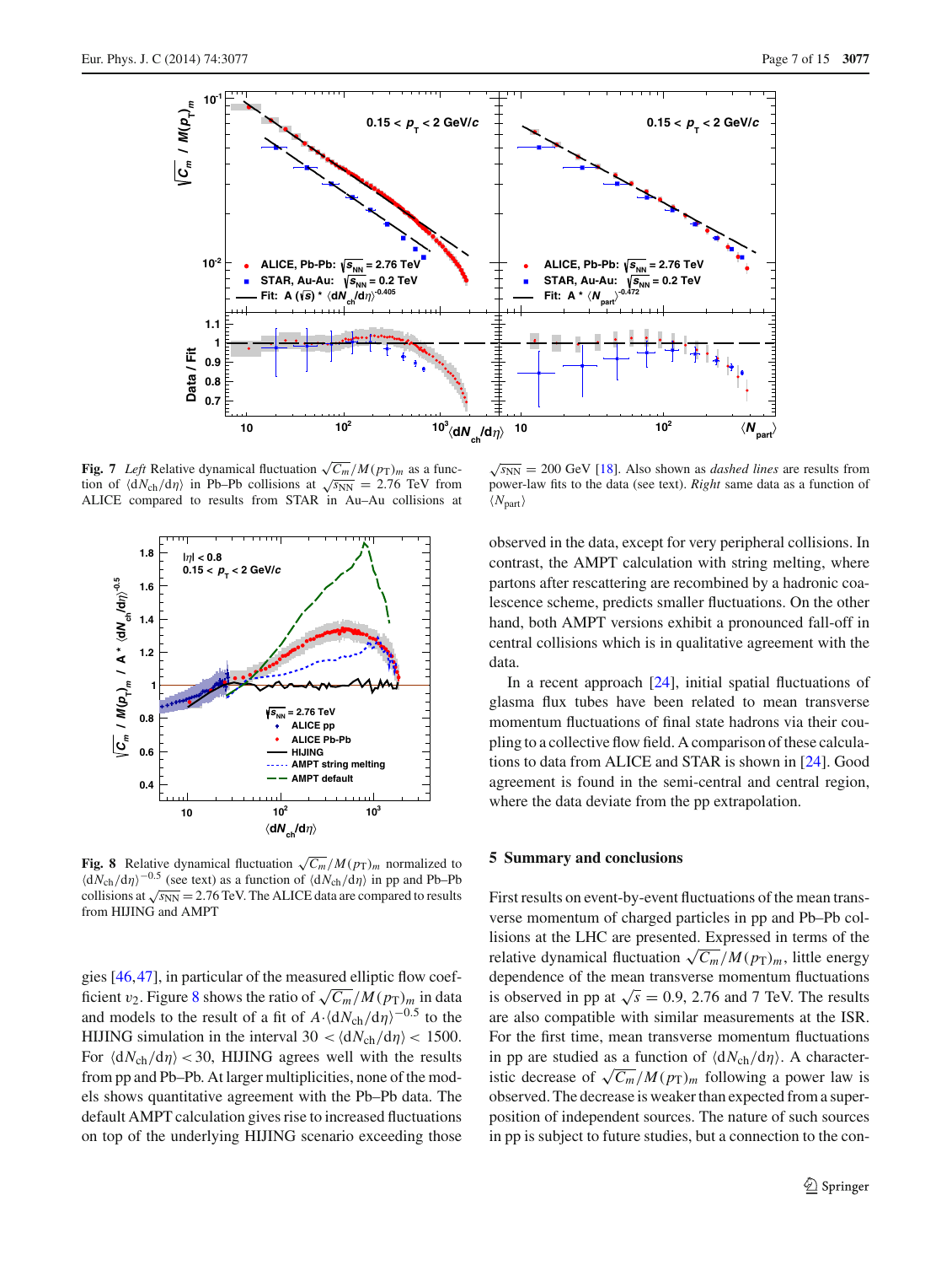**Fig. 7** *Left* Relative dynamical fluctuation $\sqrt{C_m}/M(p_T)_m$ as a function of $\langle dN_{ch}/d\eta\rangle$ in Pb–Pb collisions at $\sqrt{s_{NN}} = 2.76$ TeV from ALICE compared to results from STAR in Au–Au collisions at $\sqrt{s_{NN}} = 200$ GeV [18]. Also shown as *dashed lines* are results from power-law fits to the data (see text). *Right* same data as a function of $\langle N_{part}\rangle$

**Fig. 8** Relative dynamical fluctuation $\sqrt{C_m}/M(p_T)_m$ normalized to $\langle dN_{ch}/d\eta\rangle^{-0.5}$ (see text) as a function of $\langle dN_{ch}/d\eta\rangle$ in pp and Pb–Pb collisions at $\sqrt{s_{NN}} = 2.76$ TeV. The ALICE data are compared to results from HIJING and AMPT

gies [46,47], in particular of the measured elliptic flow coefficient $v_2$. Figure 8 shows the ratio of $\sqrt{C_m}/M(p_T)_m$ in data and models to the result of a fit of $A \cdot \langle dN_{ch}/d\eta\rangle^{-0.5}$ to the HIJING simulation in the interval $30 < \langle dN_{ch}/d\eta\rangle < 1500$. For $\langle dN_{ch}/d\eta\rangle < 30$, HIJING agrees well with the results from pp and Pb–Pb. At larger multiplicities, none of the models shows quantitative agreement with the Pb–Pb data. The default AMPT calculation gives rise to increased fluctuations on top of the underlying HIJING scenario exceeding those observed in the data, except for very peripheral collisions. In contrast, the AMPT calculation with string melting, where partons after rescattering are recombined by a hadronic coalescence scheme, predicts smaller fluctuations. On the other hand, both AMPT versions exhibit a pronounced fall-off in central collisions which is in qualitative agreement with the data.

In a recent approach [24], initial spatial fluctuations of glasma flux tubes have been related to mean transverse momentum fluctuations of final state hadrons via their coupling to a collective flow field. A comparison of these calculations to data from ALICE and STAR is shown in [24]. Good agreement is found in the semi-central and central region, where the data deviate from the pp extrapolation.

## 5 Summary and conclusions

First results on event-by-event fluctuations of the mean transverse momentum of charged particles in pp and Pb–Pb collisions at the LHC are presented. Expressed in terms of the relative dynamical fluctuation $\sqrt{C_m}/M(p_T)_m$, little energy dependence of the mean transverse momentum fluctuations is observed in pp at $\sqrt{s} = 0.9$, 2.76 and 7 TeV. The results are also compatible with similar measurements at the ISR. For the first time, mean transverse momentum fluctuations in pp are studied as a function of $\langle dN_{ch}/d\eta\rangle$. A characteristic decrease of $\sqrt{C_m}/M(p_T)_m$ following a power law is observed. The decrease is weaker than expected from a superposition of independent sources. The nature of such sources in pp is subject to future studies, but a connection to the con-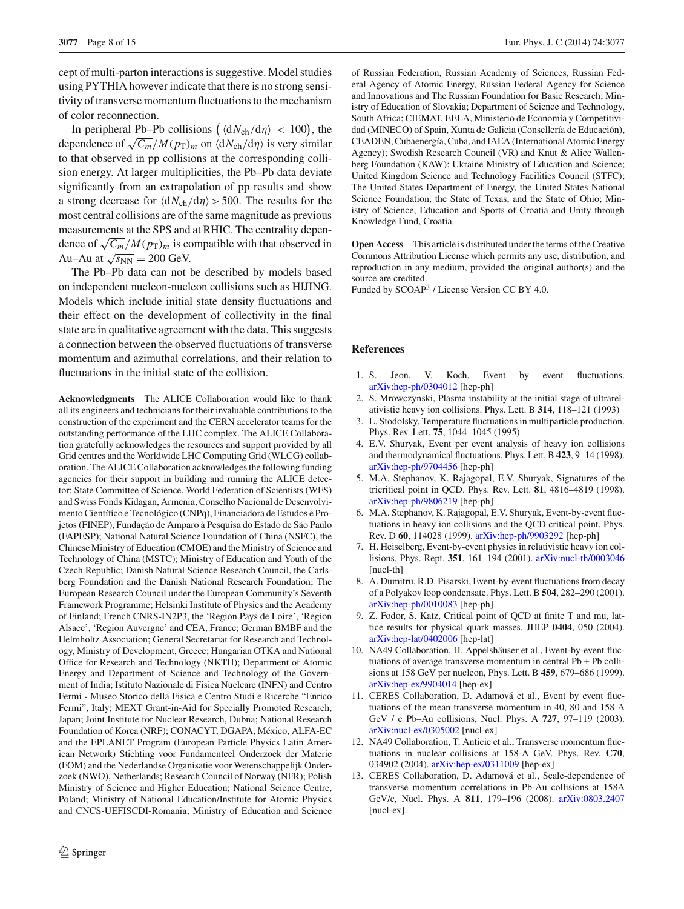cept of multi-parton interactions is suggestive. Model studies using PYTHIA however indicate that there is no strong sensitivity of transverse momentum fluctuations to the mechanism of color reconnection.

In peripheral Pb–Pb collisions $\left(\langle dN_{ch}/d\eta\rangle < 100\right)$, the dependence of $\sqrt{C_m}/M(p_T)_m$ on $\langle dN_{ch}/d\eta\rangle$ is very similar to that observed in pp collisions at the corresponding collision energy. At larger multiplicities, the Pb–Pb data deviate significantly from an extrapolation of pp results and show a strong decrease for $\langle dN_{ch}/d\eta\rangle > 500$. The results for the most central collisions are of the same magnitude as previous measurements at the SPS and at RHIC. The centrality dependence of $\sqrt{C_m}/M(p_T)_m$ is compatible with that observed in Au–Au at $\sqrt{s_{NN}} = 200$ GeV.

The Pb–Pb data can not be described by models based on independent nucleon-nucleon collisions such as HIJING. Models which include initial state density fluctuations and their effect on the development of collectivity in the final state are in qualitative agreement with the data. This suggests a connection between the observed fluctuations of transverse momentum and azimuthal correlations, and their relation to fluctuations in the initial state of the collision.

**Acknowledgments** The ALICE Collaboration would like to thank all its engineers and technicians for their invaluable contributions to the construction of the experiment and the CERN accelerator teams for the outstanding performance of the LHC complex. The ALICE Collaboration gratefully acknowledges the resources and support provided by all Grid centres and the Worldwide LHC Computing Grid (WLCG) collaboration. The ALICE Collaboration acknowledges the following funding agencies for their support in building and running the ALICE detector: State Committee of Science, World Federation of Scientists (WFS) and Swiss Fonds Kidagan, Armenia, Conselho Nacional de Desenvolvimento Científico e Tecnológico (CNPq), Financiadora de Estudos e Projetos (FINEP), Fundação de Amparo à Pesquisa do Estado de São Paulo (FAPESP); National Natural Science Foundation of China (NSFC), the Chinese Ministry of Education (CMOE) and the Ministry of Science and Technology of China (MSTC); Ministry of Education and Youth of the Czech Republic; Danish Natural Science Research Council, the Carlsberg Foundation and the Danish National Research Foundation; The European Research Council under the European Community's Seventh Framework Programme; Helsinki Institute of Physics and the Academy of Finland; French CNRS-IN2P3, the 'Region Pays de Loire', 'Region Alsace', 'Region Auvergne' and CEA, France; German BMBF and the Helmholtz Association; General Secretariat for Research and Technology, Ministry of Development, Greece; Hungarian OTKA and National Office for Research and Technology (NKTH); Department of Atomic Energy and Department of Science and Technology of the Government of India; Istituto Nazionale di Fisica Nucleare (INFN) and Centro Fermi - Museo Storico della Fisica e Centro Studi e Ricerche "Enrico Fermi", Italy; MEXT Grant-in-Aid for Specially Promoted Research, Japan; Joint Institute for Nuclear Research, Dubna; National Research Foundation of Korea (NRF); CONACYT, DGAPA, México, ALFA-EC and the EPLANET Program (European Particle Physics Latin American Network) Stichting voor Fundamenteel Onderzoek der Materie (FOM) and the Nederlandse Organisatie voor Wetenschappelijk Onderzoek (NWO), Netherlands; Research Council of Norway (NFR); Polish Ministry of Science and Higher Education; National Science Centre, Poland; Ministry of National Education/Institute for Atomic Physics and CNCS-UEFISCDI-Romania; Ministry of Education and Science of Russian Federation, Russian Academy of Sciences, Russian Federal Agency of Atomic Energy, Russian Federal Agency for Science and Innovations and The Russian Foundation for Basic Research; Ministry of Education of Slovakia; Department of Science and Technology, South Africa; CIEMAT, EELA, Ministerio de Economía y Competitividad (MINECO) of Spain, Xunta de Galicia (Consellería de Educación), CEADEN, Cubaenergía, Cuba, and IAEA (International Atomic Energy Agency); Swedish Research Council (VR) and Knut & Alice Wallenberg Foundation (KAW); Ukraine Ministry of Education and Science; United Kingdom Science and Technology Facilities Council (STFC); The United States Department of Energy, the United States National Science Foundation, the State of Texas, and the State of Ohio; Ministry of Science, Education and Sports of Croatia and Unity through Knowledge Fund, Croatia.

**Open Access** This article is distributed under the terms of the Creative Commons Attribution License which permits any use, distribution, and reproduction in any medium, provided the original author(s) and the source are credited.

Funded by SCOAP[3] / License Version CC BY 4.0.

## References

1. S. Jeon, V. Koch, Event by event fluctuations. arXiv:hep-ph/0304012 [hep-ph]
2. S. Mrowczynski, Plasma instability at the initial stage of ultrarelativistic heavy ion collisions. Phys. Lett. B **314**, 118–121 (1993)
3. L. Stodolsky, Temperature fluctuations in multiparticle production. Phys. Rev. Lett. **75**, 1044–1045 (1995)
4. E.V. Shuryak, Event per event analysis of heavy ion collisions and thermodynamical fluctuations. Phys. Lett. B **423**, 9–14 (1998). arXiv:hep-ph/9704456 [hep-ph]
5. M.A. Stephanov, K. Rajagopal, E.V. Shuryak, Signatures of the tricritical point in QCD. Phys. Rev. Lett. **81**, 4816–4819 (1998). arXiv:hep-ph/9806219 [hep-ph]
6. M.A. Stephanov, K. Rajagopal, E.V. Shuryak, Event-by-event fluctuations in heavy ion collisions and the QCD critical point. Phys. Rev. D **60**, 114028 (1999). arXiv:hep-ph/9903292 [hep-ph]
7. H. Heiselberg, Event-by-event physics in relativistic heavy ion collisions. Phys. Rept. **351**, 161–194 (2001). arXiv:nucl-th/0003046 [nucl-th]
8. A. Dumitru, R.D. Pisarski, Event-by-event fluctuations from decay of a Polyakov loop condensate. Phys. Lett. B **504**, 282–290 (2001). arXiv:hep-ph/0010083 [hep-ph]
9. Z. Fodor, S. Katz, Critical point of QCD at finite T and mu, lattice results for physical quark masses. JHEP **0404**, 050 (2004). arXiv:hep-lat/0402006 [hep-lat]
10. NA49 Collaboration, H. Appelshäuser et al., Event-by-event fluctuations of average transverse momentum in central Pb + Pb collisions at 158 GeV per nucleon, Phys. Lett. B **459**, 679–686 (1999). arXiv:hep-ex/9904014 [hep-ex]
11. CERES Collaboration, D. Adamová et al., Event by event fluctuations of the mean transverse momentum in 40, 80 and 158 A GeV / c Pb–Au collisions, Nucl. Phys. A **727**, 97–119 (2003). arXiv:nucl-ex/0305002 [nucl-ex]
12. NA49 Collaboration, T. Anticic et al., Transverse momentum fluctuations in nuclear collisions at 158-A GeV. Phys. Rev. **C70**, 034902 (2004). arXiv:hep-ex/0311009 [hep-ex]
13. CERES Collaboration, D. Adamová et al., Scale-dependence of transverse momentum correlations in Pb-Au collisions at 158A GeV/c, Nucl. Phys. A **811**, 179–196 (2008). arXiv:0803.2407 [nucl-ex].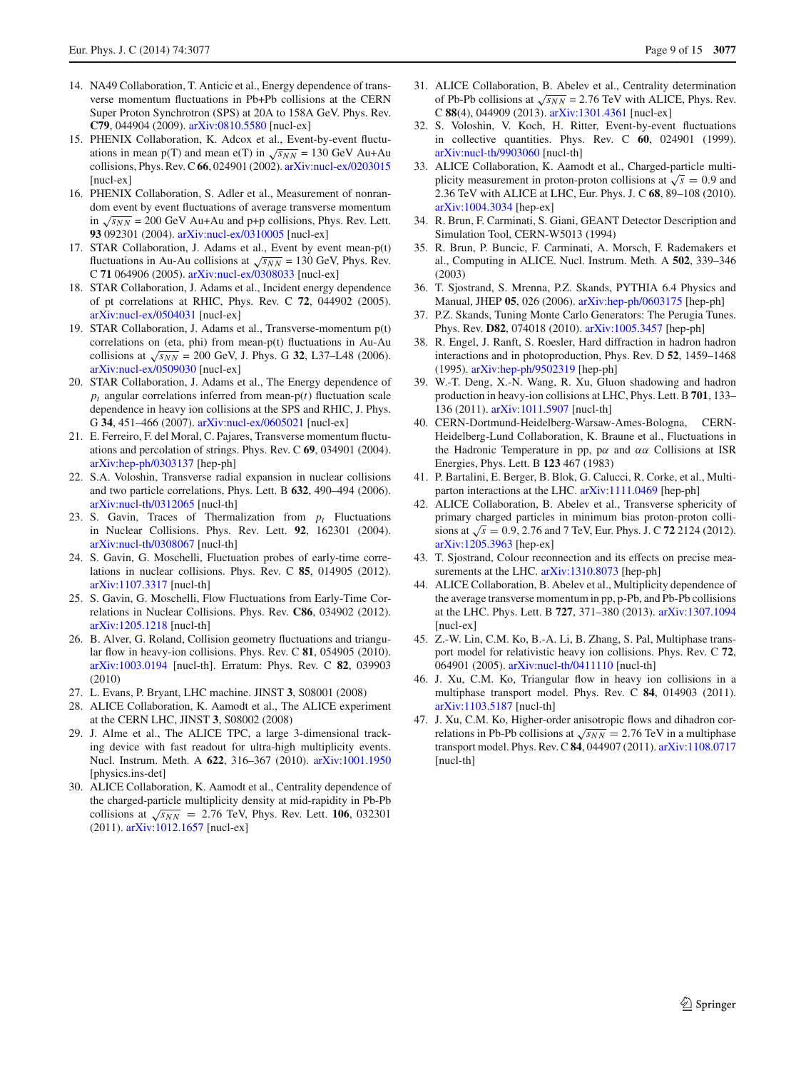14. NA49 Collaboration, T. Anticic et al., Energy dependence of transverse momentum fluctuations in Pb+Pb collisions at the CERN Super Proton Synchrotron (SPS) at 20A to 158A GeV. Phys. Rev. **C79**, 044904 (2009). arXiv:0810.5580 [nucl-ex]
15. PHENIX Collaboration, K. Adcox et al., Event-by-event fluctuations in mean p(T) and mean e(T) in $\sqrt{s_{NN}}$ = 130 GeV Au+Au collisions, Phys. Rev. C **66**, 024901 (2002). arXiv:nucl-ex/0203015 [nucl-ex]
16. PHENIX Collaboration, S. Adler et al., Measurement of nonrandom event by event fluctuations of average transverse momentum in $\sqrt{s_{NN}}$ = 200 GeV Au+Au and p+p collisions, Phys. Rev. Lett. **93** 092301 (2004). arXiv:nucl-ex/0310005 [nucl-ex]
17. STAR Collaboration, J. Adams et al., Event by event mean-p(t) fluctuations in Au-Au collisions at $\sqrt{s_{NN}}$ = 130 GeV, Phys. Rev. C **71** 064906 (2005). arXiv:nucl-ex/0308033 [nucl-ex]
18. STAR Collaboration, J. Adams et al., Incident energy dependence of pt correlations at RHIC, Phys. Rev. C **72**, 044902 (2005). arXiv:nucl-ex/0504031 [nucl-ex]
19. STAR Collaboration, J. Adams et al., Transverse-momentum p(t) correlations on (eta, phi) from mean-p(t) fluctuations in Au-Au collisions at $\sqrt{s_{NN}}$ = 200 GeV, J. Phys. G **32**, L37–L48 (2006). arXiv:nucl-ex/0509030 [nucl-ex]
20. STAR Collaboration, J. Adams et al., The Energy dependence of $p_t$ angular correlations inferred from mean-p($t$) fluctuation scale dependence in heavy ion collisions at the SPS and RHIC, J. Phys. G **34**, 451–466 (2007). arXiv:nucl-ex/0605021 [nucl-ex]
21. E. Ferreiro, F. del Moral, C. Pajares, Transverse momentum fluctuations and percolation of strings. Phys. Rev. C **69**, 034901 (2004). arXiv:hep-ph/0303137 [hep-ph]
22. S.A. Voloshin, Transverse radial expansion in nuclear collisions and two particle correlations, Phys. Lett. B **632**, 490–494 (2006). arXiv:nucl-th/0312065 [nucl-th]
23. S. Gavin, Traces of Thermalization from $p_t$ Fluctuations in Nuclear Collisions. Phys. Rev. Lett. **92**, 162301 (2004). arXiv:nucl-th/0308067 [nucl-th]
24. S. Gavin, G. Moschelli, Fluctuation probes of early-time correlations in nuclear collisions. Phys. Rev. C **85**, 014905 (2012). arXiv:1107.3317 [nucl-th]
25. S. Gavin, G. Moschelli, Flow Fluctuations from Early-Time Correlations in Nuclear Collisions. Phys. Rev. **C86**, 034902 (2012). arXiv:1205.1218 [nucl-th]
26. B. Alver, G. Roland, Collision geometry fluctuations and triangular flow in heavy-ion collisions. Phys. Rev. C **81**, 054905 (2010). arXiv:1003.0194 [nucl-th]. Erratum: Phys. Rev. C **82**, 039903 (2010)
27. L. Evans, P. Bryant, LHC machine. JINST **3**, S08001 (2008)
28. ALICE Collaboration, K. Aamodt et al., The ALICE experiment at the CERN LHC, JINST **3**, S08002 (2008)
29. J. Alme et al., The ALICE TPC, a large 3-dimensional tracking device with fast readout for ultra-high multiplicity events. Nucl. Instrum. Meth. A **622**, 316–367 (2010). arXiv:1001.1950 [physics.ins-det]
30. ALICE Collaboration, K. Aamodt et al., Centrality dependence of the charged-particle multiplicity density at mid-rapidity in Pb-Pb collisions at $\sqrt{s_{NN}}$ = 2.76 TeV, Phys. Rev. Lett. **106**, 032301 (2011). arXiv:1012.1657 [nucl-ex]
31. ALICE Collaboration, B. Abelev et al., Centrality determination of Pb-Pb collisions at $\sqrt{s_{NN}}$ = 2.76 TeV with ALICE, Phys. Rev. C **88**(4), 044909 (2013). arXiv:1301.4361 [nucl-ex]
32. S. Voloshin, V. Koch, H. Ritter, Event-by-event fluctuations in collective quantities. Phys. Rev. C **60**, 024901 (1999). arXiv:nucl-th/9903060 [nucl-th]
33. ALICE Collaboration, K. Aamodt et al., Charged-particle multiplicity measurement in proton-proton collisions at $\sqrt{s}$ = 0.9 and 2.36 TeV with ALICE at LHC, Eur. Phys. J. C **68**, 89–108 (2010). arXiv:1004.3034 [hep-ex]
34. R. Brun, F. Carminati, S. Giani, GEANT Detector Description and Simulation Tool, CERN-W5013 (1994)
35. R. Brun, P. Buncic, F. Carminati, A. Morsch, F. Rademakers et al., Computing in ALICE. Nucl. Instrum. Meth. A **502**, 339–346 (2003)
36. T. Sjostrand, S. Mrenna, P.Z. Skands, PYTHIA 6.4 Physics and Manual, JHEP **05**, 026 (2006). arXiv:hep-ph/0603175 [hep-ph]
37. P.Z. Skands, Tuning Monte Carlo Generators: The Perugia Tunes. Phys. Rev. **D82**, 074018 (2010). arXiv:1005.3457 [hep-ph]
38. R. Engel, J. Ranft, S. Roesler, Hard diffraction in hadron hadron interactions and in photoproduction, Phys. Rev. D **52**, 1459–1468 (1995). arXiv:hep-ph/9502319 [hep-ph]
39. W.-T. Deng, X.-N. Wang, R. Xu, Gluon shadowing and hadron production in heavy-ion collisions at LHC, Phys. Lett. B **701**, 133–136 (2011). arXiv:1011.5907 [nucl-th]
40. CERN-Dortmund-Heidelberg-Warsaw-Ames-Bologna, CERN-Heidelberg-Lund Collaboration, K. Braune et al., Fluctuations in the Hadronic Temperature in pp, p$\alpha$ and $\alpha\alpha$ Collisions at ISR Energies, Phys. Lett. B **123** 467 (1983)
41. P. Bartalini, E. Berger, B. Blok, G. Calucci, R. Corke, et al., Multi-parton interactions at the LHC. arXiv:1111.0469 [hep-ph]
42. ALICE Collaboration, B. Abelev et al., Transverse sphericity of primary charged particles in minimum bias proton-proton collisions at $\sqrt{s}$ = 0.9, 2.76 and 7 TeV, Eur. Phys. J. C **72** 2124 (2012). arXiv:1205.3963 [hep-ex]
43. T. Sjostrand, Colour reconnection and its effects on precise measurements at the LHC. arXiv:1310.8073 [hep-ph]
44. ALICE Collaboration, B. Abelev et al., Multiplicity dependence of the average transverse momentum in pp, p-Pb, and Pb-Pb collisions at the LHC. Phys. Lett. B **727**, 371–380 (2013). arXiv:1307.1094 [nucl-ex]
45. Z.-W. Lin, C.M. Ko, B.-A. Li, B. Zhang, S. Pal, Multiphase transport model for relativistic heavy ion collisions. Phys. Rev. C **72**, 064901 (2005). arXiv:nucl-th/0411110 [nucl-th]
46. J. Xu, C.M. Ko, Triangular flow in heavy ion collisions in a multiphase transport model. Phys. Rev. C **84**, 014903 (2011). arXiv:1103.5187 [nucl-th]
47. J. Xu, C.M. Ko, Higher-order anisotropic flows and dihadron correlations in Pb-Pb collisions at $\sqrt{s_{NN}}$ = 2.76 TeV in a multiphase transport model. Phys. Rev. C **84**, 044907 (2011). arXiv:1108.0717 [nucl-th]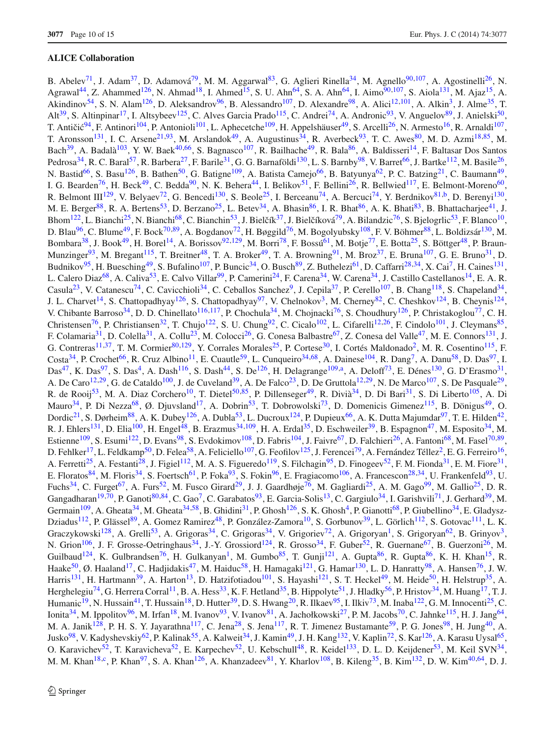## ALICE Collaboration

B. Abelev[71], J. Adam[37], D. Adamová[79], M. M. Aggarwal[83], G. Aglieri Rinella[34], M. Agnello[90,107], A. Agostinelli[26], N. Agrawal[44], Z. Ahammed[126], N. Ahmad[18], I. Ahmed[15], S. U. Ahn[64], S. A. Ahn[64], I. Aimo[90,107], S. Aiola[131], M. Ajaz[15], A. Akindinov[54], S. N. Alam[126], D. Aleksandrov[96], B. Alessandro[107], D. Alexandre[98], A. Alici[12,101], A. Alkin[3], J. Alme[35], T. Alt[39], S. Altinpinar[17], I. Altsybeev[125], C. Alves Garcia Prado[115], C. Andrei[74], A. Andronic[93], V. Anguelov[89], J. Anielski[50], T. Antičić[94], F. Antinori[104], P. Antonioli[101], L. Aphecetche[109], H. Appelshäuser[49], S. Arcelli[26], N. Armesto[16], R. Arnaldi[107], T. Aronsson[131], I. C. Arsene[21,93], M. Arslandok[49], A. Augustinus[34], R. Averbeck[93], T. C. Awes[80], M. D. Azmi[18,85], M. Bach[39], A. Badalà[103], Y. W. Baek[40,66], S. Bagnasco[107], R. Bailhache[49], R. Bala[86], A. Baldisseri[14], F. Baltasar Dos Santos Pedrosa[34], R. C. Baral[57], R. Barbera[27], F. Barile[31], G. G. Barnaföldi[130], L. S. Barnby[98], V. Barret[66], J. Bartke[112], M. Basile[26], N. Bastid[66], S. Basu[126], B. Bathen[50], G. Batigne[109], A. Batista Camejo[66], B. Batyunya[62], P. C. Batzing[21], C. Baumann[49], I. G. Bearden[76], H. Beck[49], C. Bedda[90], N. K. Behera[44], I. Belikov[51], F. Bellini[26], R. Bellwied[117], E. Belmont-Moreno[60], R. Belmont III[129], V. Belyaev[72], G. Bencedi[130], S. Beole[25], I. Berceanu[74], A. Bercuci[74], Y. Berdnikov[81,b], D. Berenyi[130], M. E. Berger[88], R. A. Bertens[53], D. Berzano[25], L. Betev[34], A. Bhasin[86], I. R. Bhat[86], A. K. Bhati[83], B. Bhattacharjee[41], J. Bhom[122], L. Bianchi[25], N. Bianchi[68], C. Bianchin[53], J. Bielčík[37], J. Bielčíková[79], A. Bilandzic[76], S. Bjelogrlic[53], F. Blanco[10], D. Blau[96], C. Blume[49], F. Bock[70,89], A. Bogdanov[72], H. Bøggild[76], M. Bogolyubsky[108], F. V. Böhmer[88], L. Boldizsár[130], M. Bombara[38], J. Book[49], H. Borel[14], A. Borissov[92,129], M. Borri[78], F. Bossú[61], M. Botje[77], E. Botta[25], S. Böttger[48], P. Braun-Munzinger[93], M. Bregant[115], T. Breitner[48], T. A. Broker[49], T. A. Browning[91], M. Broz[37], E. Bruna[107], G. E. Bruno[31], D. Budnikov[95], H. Buesching[49], S. Bufalino[107], P. Buncic[34], O. Busch[89], Z. Buthelezi[61], D. Caffarri[28,34], X. Cai[7], H. Caines[131], L. Calero Diaz[68], A. Caliva[53], E. Calvo Villar[99], P. Camerini[24], F. Carena[34], W. Carena[34], J. Castillo Castellanos[14], E. A. R. Casula[23], V. Catanescu[74], C. Cavicchioli[34], C. Ceballos Sanchez[9], J. Cepila[37], P. Cerello[107], B. Chang[118], S. Chapeland[34], J. L. Charvet[14], S. Chattopadhyay[126], S. Chattopadhyay[97], V. Chelnokov[3], M. Cherney[82], C. Cheshkov[124], B. Cheynis[124], V. Chibante Barroso[34], D. D. Chinellato[116,117], P. Chochula[34], M. Chojnacki[76], S. Choudhury[126], P. Christakoglou[77], C. H. Christensen[76], P. Christiansen[32], T. Chujo[122], S. U. Chung[92], C. Cicalo[102], L. Cifarelli[12,26], F. Cindolo[101], J. Cleymans[85], F. Colamaria[31], D. Colella[31], A. Collu[23], M. Colocci[26], G. Conesa Balbastre[67], Z. Conesa del Valle[47], M. E. Connors[131], J. G. Contreras[11,37], T. M. Cormier[80,129], Y. Corrales Morales[25], P. Cortese[30], I. Cortés Maldonado[2], M. R. Cosentino[115], F. Costa[34], P. Crochet[66], R. Cruz Albino[11], E. Cuautle[59], L. Cunqueiro[34,68], A. Dainese[104], R. Dang[7], A. Danu[58], D. Das[97], I. Das[47], K. Das[97], S. Das[4], A. Dash[116], S. Dash[44], S. De[126], H. Delagrange[109,a], A. Deloff[73], E. Dénes[130], G. D'Erasmo[31], A. De Caro[12,29], G. de Cataldo[100], J. de Cuveland[39], A. De Falco[23], D. De Gruttola[12,29], N. De Marco[107], S. De Pasquale[29], R. de Rooij[53], M. A. Diaz Corchero[10], T. Dietel[50,85], P. Dillenseger[49], R. Divià[34], D. Di Bari[31], S. Di Liberto[105], A. Di Mauro[34], P. Di Nezza[68], Ø. Djuvsland[17], A. Dobrin[53], T. Dobrowolski[73], D. Domenicis Gimenez[115], B. Dönigus[49], O. Dordic[21], S. Dørheim[88], A. K. Dubey[126], A. Dubla[53], L. Ducroux[124], P. Dupieux[66], A. K. Dutta Majumdar[97], T. E. Hilden[42], R. J. Ehlers[131], D. Elia[100], H. Engel[48], B. Erazmus[34,109], H. A. Erdal[35], D. Eschweiler[39], B. Espagnon[47], M. Esposito[34], M. Estienne[109], S. Esumi[122], D. Evans[98], S. Evdokimov[108], D. Fabris[104], J. Faivre[67], D. Falchieri[26], A. Fantoni[68], M. Fasel[70,89], D. Fehlker[17], L. Feldkamp[50], D. Felea[58], A. Feliciello[107], G. Feofilov[125], J. Ferencei[79], A. Fernández Téllez[2], E. G. Ferreiro[16], A. Ferretti[25], A. Festanti[28], J. Figiel[112], M. A. S. Figueredo[119], S. Filchagin[95], D. Finogeev[52], F. M. Fionda[31], E. M. Fiore[31], E. Floratos[84], M. Floris[34], S. Foertsch[61], P. Foka[93], S. Fokin[96], E. Fragiacomo[106], A. Francescon[28,34], U. Frankenfeld[93], U. Fuchs[34], C. Furget[67], A. Furs[52], M. Fusco Girard[29], J. J. Gaardhøje[76], M. Gagliardi[25], A. M. Gago[99], M. Gallio[25], D. R. Gangadharan[19,70], P. Ganoti[80,84], C. Gao[7], C. Garabatos[93], E. Garcia-Solis[13], C. Gargiulo[34], I. Garishvili[71], J. Gerhard[39], M. Germain[109], A. Gheata[34], M. Gheata[34,58], B. Ghidini[31], P. Ghosh[126], S. K. Ghosh[4], P. Gianotti[68], P. Giubellino[34], E. Gladysz-Dziadus[112], P. Glässel[89], A. Gomez Ramirez[48], P. González-Zamora[10], S. Gorbunov[39], L. Görlich[112], S. Gotovac[111], L. K. Graczykowski[128], A. Grelli[53], A. Grigoras[34], C. Grigoras[34], V. Grigoriev[72], A. Grigoryan[1], S. Grigoryan[62], B. Grinyov[3], N. Grion[106], J. F. Grosse-Oetringhaus[34], J.-Y. Grossiord[124], R. Grosso[34], F. Guber[52], R. Guernane[67], B. Guerzoni[26], M. Guilbaud[124], K. Gulbrandsen[76], H. Gulkanyan[1], M. Gumbo[85], T. Gunji[121], A. Gupta[86], R. Gupta[86], K. H. Khan[15], R. Haake[50], Ø. Haaland[17], C. Hadjidakis[47], M. Haiduc[58], H. Hamagaki[121], G. Hamar[130], L. D. Hanratty[98], A. Hansen[76], J. W. Harris[131], H. Hartmann[39], A. Harton[13], D. Hatzifotiadou[101], S. Hayashi[121], S. T. Heckel[49], M. Heide[50], H. Helstrup[35], A. Herghelegiu[74], G. Herrera Corral[11], B. A. Hess[33], K. F. Hetland[35], B. Hippolyte[51], J. Hladky[56], P. Hristov[34], M. Huang[17], T. J. Humanic[19], N. Hussain[41], T. Hussain[18], D. Hutter[39], D. S. Hwang[20], R. Ilkaev[95], I. Ilkiv[73], M. Inaba[122], G. M. Innocenti[25], C. Ionita[34], M. Ippolitov[96], M. Irfan[18], M. Ivanov[93], V. Ivanov[81], A. Jachołkowski[27], P. M. Jacobs[70], C. Jahnke[115], H. J. Jang[64], M. A. Janik[128], P. H. S. Y. Jayarathna[117], C. Jena[28], S. Jena[117], R. T. Jimenez Bustamante[59], P. G. Jones[98], H. Jung[40], A. Jusko[98], V. Kadyshevskiy[62], P. Kalinak[55], A. Kalweit[34], J. Kamin[49], J. H. Kang[132], V. Kaplin[72], S. Kar[126], A. Karasu Uysal[65], O. Karavichev[52], T. Karavicheva[52], E. Karpechev[52], U. Kebschull[48], R. Keidel[133], D. L. D. Keijdener[53], M. Keil SVN[34], M. M. Khan[18,c], P. Khan[97], S. A. Khan[126], A. Khanzadeev[81], Y. Kharlov[108], B. Kileng[35], B. Kim[132], D. W. Kim[40,64], D. J.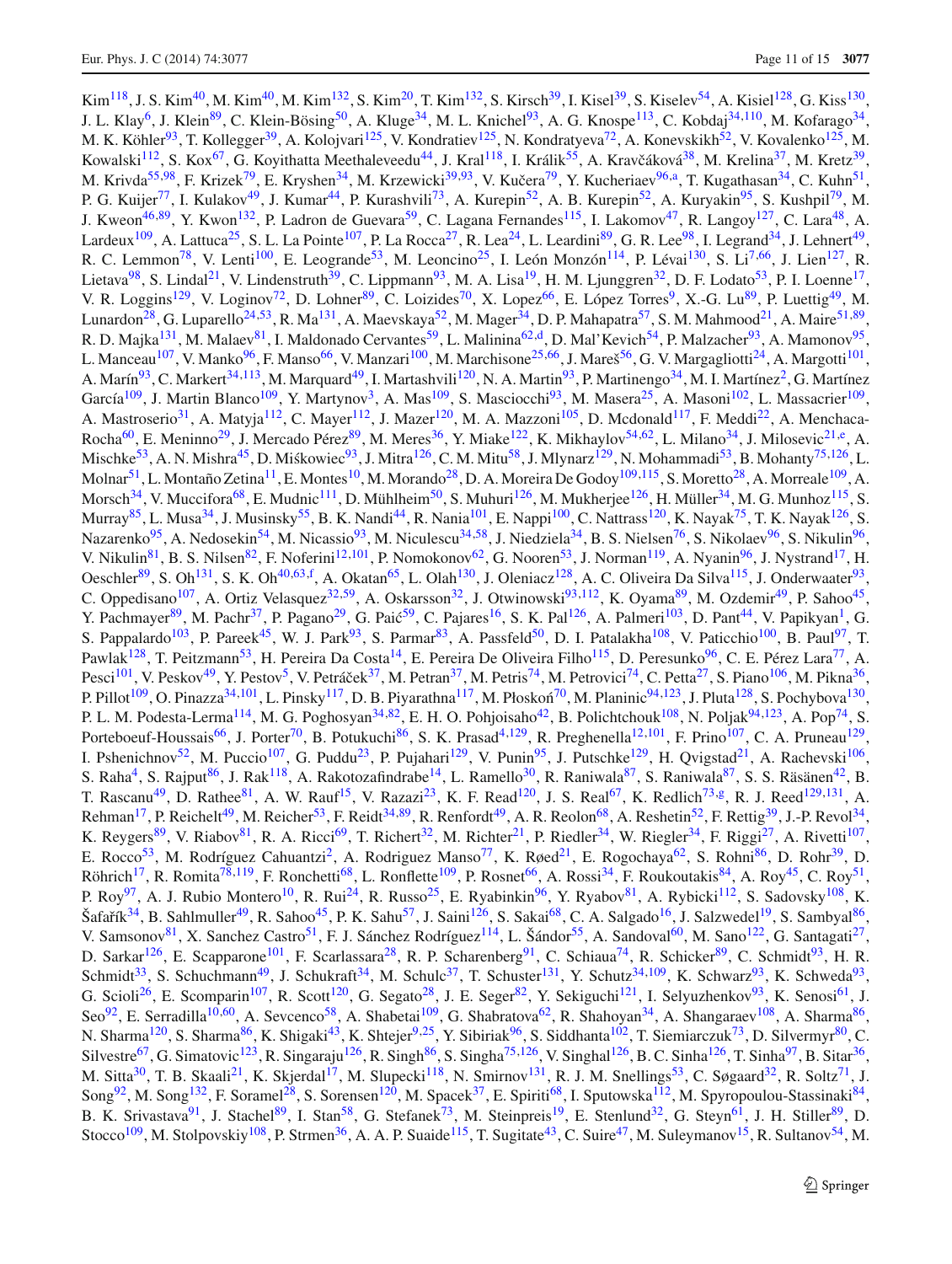Kim[118], J. S. Kim[40], M. Kim[40], M. Kim[132], S. Kim[20], T. Kim[132], S. Kirsch[39], I. Kisel[39], S. Kiselev[54], A. Kisiel[128], G. Kiss[130], J. L. Klay[6], J. Klein[89], C. Klein-Bösing[50], A. Kluge[34], M. L. Knichel[93], A. G. Knospe[113], C. Kobdaj[34,110], M. Kofarago[34], M. K. Köhler[93], T. Kollegger[39], A. Kolojvari[125], V. Kondratiev[125], N. Kondratyeva[72], A. Konevskikh[52], V. Kovalenko[125], M. Kowalski[112], S. Kox[67], G. Koyithatta Meethaleveedu[44], J. Kral[118], I. Králik[55], A. Kravčáková[38], M. Krelina[37], M. Kretz[39], M. Krivda[55,98], F. Krizek[79], E. Kryshen[34], M. Krzewicki[39,93], V. Kučera[79], Y. Kucheriaev[96,a], T. Kugathasan[34], C. Kuhn[51], P. G. Kuijer[77], I. Kulakov[49], J. Kumar[44], P. Kurashvili[73], A. Kurepin[52], A. B. Kurepin[52], A. Kuryakin[95], S. Kushpil[79], M. J. Kweon[46,89], Y. Kwon[132], P. Ladron de Guevara[59], C. Lagana Fernandes[115], I. Lakomov[47], R. Langoy[127], C. Lara[48], A. Lardeux[109], A. Lattuca[25], S. L. La Pointe[107], P. La Rocca[27], R. Lea[24], L. Leardini[89], G. R. Lee[98], I. Legrand[34], J. Lehnert[49], R. C. Lemmon[78], V. Lenti[100], E. Leogrande[53], M. Leoncino[25], I. León Monzón[114], P. Lévai[130], S. Li[7,66], J. Lien[127], R. Lietava[98], S. Lindal[21], V. Lindenstruth[39], C. Lippmann[93], M. A. Lisa[19], H. M. Ljunggren[32], D. F. Lodato[53], P. I. Loenne[17], V. R. Loggins[129], V. Loginov[72], D. Lohner[89], C. Loizides[70], X. Lopez[66], E. López Torres[9], X.-G. Lu[89], P. Luettig[49], M. Lunardon[28], G. Luparello[24,53], R. Ma[131], A. Maevskaya[52], M. Mager[34], D. P. Mahapatra[57], S. M. Mahmood[21], A. Maire[51,89], R. D. Majka[131], M. Malaev[81], I. Maldonado Cervantes[59], L. Malinina[62,d], D. Mal'Kevich[54], P. Malzacher[93], A. Mamonov[95], L. Manceau[107], V. Manko[96], F. Manso[66], V. Manzari[100], M. Marchisone[25,66], J. Mareš[56], G. V. Margagliotti[24], A. Margotti[101], A. Marín[93], C. Markert[34,113], M. Marquard[49], I. Martashvili[120], N. A. Martin[93], P. Martinengo[34], M. I. Martínez[2], G. Martínez García[109], J. Martin Blanco[109], Y. Martynov[3], A. Mas[109], S. Masciocchi[93], M. Masera[25], A. Masoni[102], L. Massacrier[109], A. Mastroserio[31], A. Matyja[112], C. Mayer[112], J. Mazer[120], M. A. Mazzoni[105], D. Mcdonald[117], F. Meddi[22], A. Menchaca-Rocha[60], E. Meninno[29], J. Mercado Pérez[89], M. Meres[36], Y. Miake[122], K. Mikhaylov[54,62], L. Milano[34], J. Milosevic[21,e], A. Mischke[53], A. N. Mishra[45], D. Miśkowiec[93], J. Mitra[126], C. M. Mitu[58], J. Mlynarz[129], N. Mohammadi[53], B. Mohanty[75,126], L. Molnar[51], L. Montaño Zetina[11], E. Montes[10], M. Morando[28], D. A. Moreira De Godoy[109,115], S. Moretto[28], A. Morreale[109], A. Morsch[34], V. Muccifora[68], E. Mudnic[111], D. Mühlheim[50], S. Muhuri[126], M. Mukherjee[126], H. Müller[34], M. G. Munhoz[115], S. Murray[85], L. Musa[34], J. Musinsky[55], B. K. Nandi[44], R. Nania[101], E. Nappi[100], C. Nattrass[120], K. Nayak[75], T. K. Nayak[126], S. Nazarenko[95], A. Nedosekin[54], M. Nicassio[93], M. Niculescu[34,58], J. Niedziela[34], B. S. Nielsen[76], S. Nikolaev[96], S. Nikulin[96], V. Nikulin[81], B. S. Nilsen[82], F. Noferini[12,101], P. Nomokonov[62], G. Nooren[53], J. Norman[119], A. Nyanin[96], J. Nystrand[17], H. Oeschler[89], S. Oh[131], S. K. Oh[40,63,f], A. Okatan[65], L. Olah[130], J. Oleniacz[128], A. C. Oliveira Da Silva[115], J. Onderwaater[93], C. Oppedisano[107], A. Ortiz Velasquez[32,59], A. Oskarsson[32], J. Otwinowski[93,112], K. Oyama[89], M. Ozdemir[49], P. Sahoo[45], Y. Pachmayer[89], M. Pachr[37], P. Pagano[29], G. Paić[59], C. Pajares[16], S. K. Pal[126], A. Palmeri[103], D. Pant[44], V. Papikyan[1], G. S. Pappalardo[103], P. Pareek[45], W. J. Park[93], S. Parmar[83], A. Passfeld[50], D. I. Patalakha[108], V. Paticchio[100], B. Paul[97], T. Pawlak[128], T. Peitzmann[53], H. Pereira Da Costa[14], E. Pereira De Oliveira Filho[115], D. Peresunko[96], C. E. Pérez Lara[77], A. Pesci[101], V. Peskov[49], Y. Pestov[5], V. Petráček[37], M. Petran[37], M. Petris[74], M. Petrovici[74], C. Petta[27], S. Piano[106], M. Pikna[36], P. Pillot[109], O. Pinazza[34,101], L. Pinsky[117], D. B. Piyarathna[117], M. Płoskoń[70], M. Planinic[94,123], J. Pluta[128], S. Pochybova[130], P. L. M. Podesta-Lerma[114], M. G. Poghosyan[34,82], E. H. O. Pohjoisaho[42], B. Polichtchouk[108], N. Poljak[94,123], A. Pop[74], S. Porteboeuf-Houssais[66], J. Porter[70], B. Potukuchi[86], S. K. Prasad[4,129], R. Preghenella[12,101], F. Prino[107], C. A. Pruneau[129], I. Pshenichnov[52], M. Puccio[107], G. Puddu[23], P. Pujahari[129], V. Punin[95], J. Putschke[129], H. Qvigstad[21], A. Rachevski[106], S. Raha[4], S. Rajput[86], J. Rak[118], A. Rakotozafindrabe[14], L. Ramello[30], R. Raniwala[87], S. Raniwala[87], S. S. Räsänen[42], B. T. Rascanu[49], D. Rathee[81], A. W. Rauf[15], V. Razazi[23], K. F. Read[120], J. S. Real[67], K. Redlich[73,g], R. J. Reed[129,131], A. Rehman[17], P. Reichelt[49], M. Reicher[53], F. Reidt[34,89], R. Renfordt[49], A. R. Reolon[68], A. Reshetin[52], F. Rettig[39], J.-P. Revol[34], K. Reygers[89], V. Riabov[81], R. A. Ricci[69], T. Richert[32], M. Richter[21], P. Riedler[34], W. Riegler[34], F. Riggi[27], A. Rivetti[107], E. Rocco[53], M. Rodríguez Cahuantzi[2], A. Rodriguez Manso[77], K. Røed[21], E. Rogochaya[62], S. Rohni[86], D. Rohr[39], D. Röhrich[17], R. Romita[78,119], F. Ronchetti[68], L. Ronflette[109], P. Rosnet[66], A. Rossi[34], F. Roukoutakis[84], A. Roy[45], C. Roy[51], P. Roy[97], A. J. Rubio Montero[10], R. Rui[24], R. Russo[25], E. Ryabinkin[96], Y. Ryabov[81], A. Rybicki[112], S. Sadovsky[108], K. Šafařík[34], B. Sahlmuller[49], R. Sahoo[45], P. K. Sahu[57], J. Saini[126], S. Sakai[68], C. A. Salgado[16], J. Salzwedel[19], S. Sambyal[86], V. Samsonov[81], X. Sanchez Castro[51], F. J. Sánchez Rodríguez[114], L. Šándor[55], A. Sandoval[60], M. Sano[122], G. Santagati[27], D. Sarkar[126], E. Scapparone[101], F. Scarlassara[28], R. P. Scharenberg[91], C. Schiaua[74], R. Schicker[89], C. Schmidt[93], H. R. Schmidt[33], S. Schuchmann[49], J. Schukraft[34], M. Schulc[37], T. Schuster[131], Y. Schutz[34,109], K. Schwarz[93], K. Schweda[93], G. Scioli[26], E. Scomparin[107], R. Scott[120], G. Segato[28], J. E. Seger[82], Y. Sekiguchi[121], I. Selyuzhenkov[93], K. Senosi[61], J. Seo[92], E. Serradilla[10,60], A. Sevcenco[58], A. Shabetai[109], G. Shabratova[62], R. Shahoyan[34], A. Shangaraev[108], A. Sharma[86], N. Sharma[120], S. Sharma[86], K. Shigaki[43], K. Shtejer[9,25], Y. Sibiriak[96], S. Siddhanta[102], T. Siemiarczuk[73], D. Silvermyr[80], C. Silvestre[67], G. Simatovic[123], R. Singaraju[126], R. Singh[86], S. Singha[75,126], V. Singhal[126], B. C. Sinha[126], T. Sinha[97], B. Sitar[36], M. Sitta[30], T. B. Skaali[21], K. Skjerdal[17], M. Slupecki[118], N. Smirnov[131], R. J. M. Snellings[53], C. Søgaard[32], R. Soltz[71], J. Song[92], M. Song[132], F. Soramel[28], S. Sorensen[120], M. Spacek[37], E. Spiriti[68], I. Sputowska[112], M. Spyropoulou-Stassinaki[84], B. K. Srivastava[91], J. Stachel[89], I. Stan[58], G. Stefanek[73], M. Steinpreis[19], E. Stenlund[32], G. Steyn[61], J. H. Stiller[89], D. Stocco[109], M. Stolpovskiy[108], P. Strmen[36], A. A. P. Suaide[115], T. Sugitate[43], C. Suire[47], M. Suleymanov[15], R. Sultanov[54], M.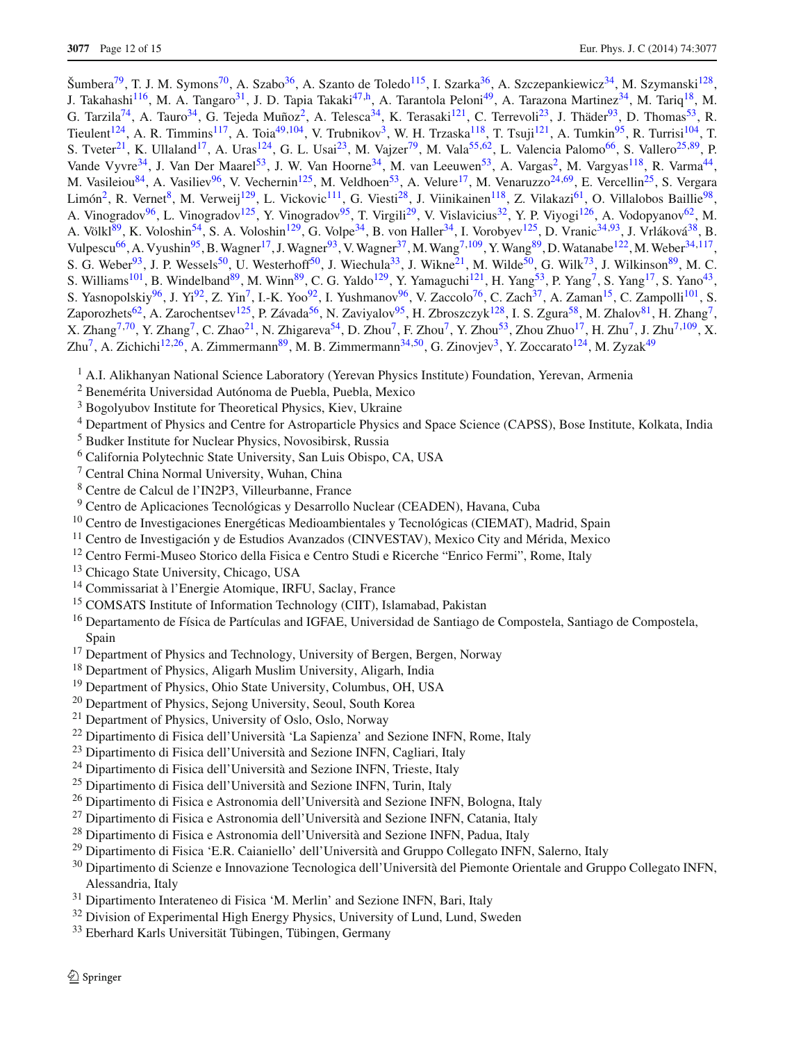Šumbera[79], T. J. M. Symons[70], A. Szabo[36], A. Szanto de Toledo[115], I. Szarka[36], A. Szczepankiewicz[34], M. Szymanski[128], J. Takahashi[116], M. A. Tangaro[31], J. D. Tapia Takaki[47,h], A. Tarantola Peloni[49], A. Tarazona Martinez[34], M. Tariq[18], M. G. Tarzila[74], A. Tauro[34], G. Tejeda Muñoz[2], A. Telesca[34], K. Terasaki[121], C. Terrevoli[23], J. Thäder[93], D. Thomas[53], R. Tieulent[124], A. R. Timmins[117], A. Toia[49,104], V. Trubnikov[3], W. H. Trzaska[118], T. Tsuji[121], A. Tumkin[95], R. Turrisi[104], T. S. Tveter[21], K. Ullaland[17], A. Uras[124], G. L. Usai[23], M. Vajzer[79], M. Vala[55,62], L. Valencia Palomo[66], S. Vallero[25,89], P. Vande Vyvre[34], J. Van Der Maarel[53], J. W. Van Hoorne[34], M. van Leeuwen[53], A. Vargas[2], M. Vargyas[118], R. Varma[44], M. Vasileiou[84], A. Vasiliev[96], V. Vechernin[125], M. Veldhoen[53], A. Velure[17], M. Venaruzzo[24,69], E. Vercellin[25], S. Vergara Limón[2], R. Vernet[8], M. Verweij[129], L. Vickovic[111], G. Viesti[28], J. Viinikainen[118], Z. Vilakazi[61], O. Villalobos Baillie[98], A. Vinogradov[96], L. Vinogradov[125], Y. Vinogradov[95], T. Virgili[29], V. Vislavicius[32], Y. P. Viyogi[126], A. Vodopyanov[62], M. A. Völkl[89], K. Voloshin[54], S. A. Voloshin[129], G. Volpe[34], B. von Haller[34], I. Vorobyev[125], D. Vranic[34,93], J. Vrláková[38], B. Vulpescu[66], A. Vyushin[95], B. Wagner[17], J. Wagner[93], V. Wagner[37], M. Wang[7,109], Y. Wang[89], D. Watanabe[122], M. Weber[34,117], S. G. Weber[93], J. P. Wessels[50], U. Westerhoff[50], J. Wiechula[33], J. Wikne[21], M. Wilde[50], G. Wilk[73], J. Wilkinson[89], M. C. S. Williams[101], B. Windelband[89], M. Winn[89], C. G. Yaldo[129], Y. Yamaguchi[121], H. Yang[53], P. Yang[7], S. Yang[17], S. Yano[43], S. Yasnopolskiy[96], J. Yi[92], Z. Yin[7], I.-K. Yoo[92], I. Yushmanov[96], V. Zaccolo[76], C. Zach[37], A. Zaman[15], C. Zampolli[101], S. Zaporozhets[62], A. Zarochentsev[125], P. Závada[56], N. Zaviyalov[95], H. Zbroszczyk[128], I. S. Zgura[58], M. Zhalov[81], H. Zhang[7], X. Zhang[7,70], Y. Zhang[7], C. Zhao[21], N. Zhigareva[54], D. Zhou[7], F. Zhou[7], Y. Zhou[53], Zhou Zhuo[17], H. Zhu[7], J. Zhu[7,109], X. Zhu[7], A. Zichichi[12,26], A. Zimmermann[89], M. B. Zimmermann[34,50], G. Zinovjev[3], Y. Zoccarato[124], M. Zyzak[49]

[1] A.I. Alikhanyan National Science Laboratory (Yerevan Physics Institute) Foundation, Yerevan, Armenia
[2] Benemérita Universidad Autónoma de Puebla, Puebla, Mexico
[3] Bogolyubov Institute for Theoretical Physics, Kiev, Ukraine
[4] Department of Physics and Centre for Astroparticle Physics and Space Science (CAPSS), Bose Institute, Kolkata, India
[5] Budker Institute for Nuclear Physics, Novosibirsk, Russia
[6] California Polytechnic State University, San Luis Obispo, CA, USA
[7] Central China Normal University, Wuhan, China
[8] Centre de Calcul de l'IN2P3, Villeurbanne, France
[9] Centro de Aplicaciones Tecnológicas y Desarrollo Nuclear (CEADEN), Havana, Cuba
[10] Centro de Investigaciones Energéticas Medioambientales y Tecnológicas (CIEMAT), Madrid, Spain
[11] Centro de Investigación y de Estudios Avanzados (CINVESTAV), Mexico City and Mérida, Mexico
[12] Centro Fermi-Museo Storico della Fisica e Centro Studi e Ricerche "Enrico Fermi", Rome, Italy
[13] Chicago State University, Chicago, USA
[14] Commissariat à l'Energie Atomique, IRFU, Saclay, France
[15] COMSATS Institute of Information Technology (CIIT), Islamabad, Pakistan
[16] Departamento de Física de Partículas and IGFAE, Universidad de Santiago de Compostela, Santiago de Compostela, Spain
[17] Department of Physics and Technology, University of Bergen, Bergen, Norway
[18] Department of Physics, Aligarh Muslim University, Aligarh, India
[19] Department of Physics, Ohio State University, Columbus, OH, USA
[20] Department of Physics, Sejong University, Seoul, South Korea
[21] Department of Physics, University of Oslo, Oslo, Norway
[22] Dipartimento di Fisica dell'Università 'La Sapienza' and Sezione INFN, Rome, Italy
[23] Dipartimento di Fisica dell'Università and Sezione INFN, Cagliari, Italy
[24] Dipartimento di Fisica dell'Università and Sezione INFN, Trieste, Italy
[25] Dipartimento di Fisica dell'Università and Sezione INFN, Turin, Italy
[26] Dipartimento di Fisica e Astronomia dell'Università and Sezione INFN, Bologna, Italy
[27] Dipartimento di Fisica e Astronomia dell'Università and Sezione INFN, Catania, Italy
[28] Dipartimento di Fisica e Astronomia dell'Università and Sezione INFN, Padua, Italy
[29] Dipartimento di Fisica 'E.R. Caianiello' dell'Università and Gruppo Collegato INFN, Salerno, Italy
[30] Dipartimento di Scienze e Innovazione Tecnologica dell'Università del Piemonte Orientale and Gruppo Collegato INFN, Alessandria, Italy
[31] Dipartimento Interateneo di Fisica 'M. Merlin' and Sezione INFN, Bari, Italy
[32] Division of Experimental High Energy Physics, University of Lund, Lund, Sweden
[33] Eberhard Karls Universität Tübingen, Tübingen, Germany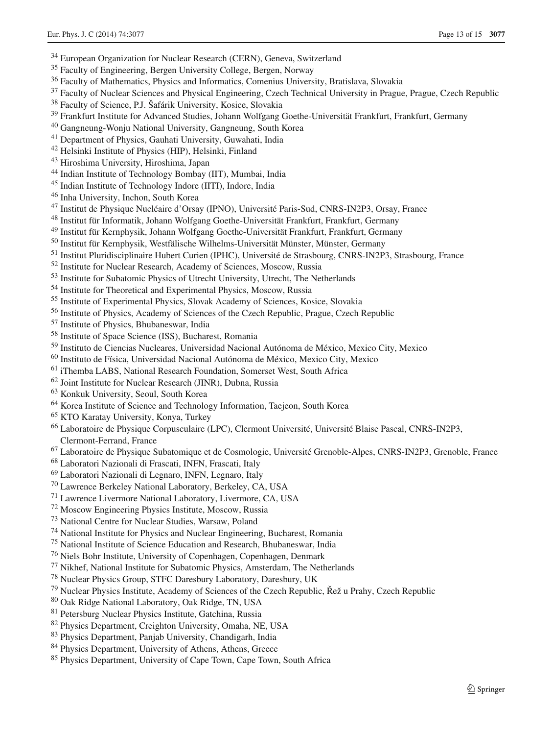[34] European Organization for Nuclear Research (CERN), Geneva, Switzerland
[35] Faculty of Engineering, Bergen University College, Bergen, Norway
[36] Faculty of Mathematics, Physics and Informatics, Comenius University, Bratislava, Slovakia
[37] Faculty of Nuclear Sciences and Physical Engineering, Czech Technical University in Prague, Prague, Czech Republic
[38] Faculty of Science, P.J. Šafárik University, Kosice, Slovakia
[39] Frankfurt Institute for Advanced Studies, Johann Wolfgang Goethe-Universität Frankfurt, Frankfurt, Germany
[40] Gangneung-Wonju National University, Gangneung, South Korea
[41] Department of Physics, Gauhati University, Guwahati, India
[42] Helsinki Institute of Physics (HIP), Helsinki, Finland
[43] Hiroshima University, Hiroshima, Japan
[44] Indian Institute of Technology Bombay (IIT), Mumbai, India
[45] Indian Institute of Technology Indore (IITI), Indore, India
[46] Inha University, Inchon, South Korea
[47] Institut de Physique Nucléaire d'Orsay (IPNO), Université Paris-Sud, CNRS-IN2P3, Orsay, France
[48] Institut für Informatik, Johann Wolfgang Goethe-Universität Frankfurt, Frankfurt, Germany
[49] Institut für Kernphysik, Johann Wolfgang Goethe-Universität Frankfurt, Frankfurt, Germany
[50] Institut für Kernphysik, Westfälische Wilhelms-Universität Münster, Münster, Germany
[51] Institut Pluridisciplinaire Hubert Curien (IPHC), Université de Strasbourg, CNRS-IN2P3, Strasbourg, France
[52] Institute for Nuclear Research, Academy of Sciences, Moscow, Russia
[53] Institute for Subatomic Physics of Utrecht University, Utrecht, The Netherlands
[54] Institute for Theoretical and Experimental Physics, Moscow, Russia
[55] Institute of Experimental Physics, Slovak Academy of Sciences, Kosice, Slovakia
[56] Institute of Physics, Academy of Sciences of the Czech Republic, Prague, Czech Republic
[57] Institute of Physics, Bhubaneswar, India
[58] Institute of Space Science (ISS), Bucharest, Romania
[59] Instituto de Ciencias Nucleares, Universidad Nacional Autónoma de México, Mexico City, Mexico
[60] Instituto de Física, Universidad Nacional Autónoma de México, Mexico City, Mexico
[61] iThemba LABS, National Research Foundation, Somerset West, South Africa
[62] Joint Institute for Nuclear Research (JINR), Dubna, Russia
[63] Konkuk University, Seoul, South Korea
[64] Korea Institute of Science and Technology Information, Taejeon, South Korea
[65] KTO Karatay University, Konya, Turkey
[66] Laboratoire de Physique Corpusculaire (LPC), Clermont Université, Université Blaise Pascal, CNRS-IN2P3, Clermont-Ferrand, France
[67] Laboratoire de Physique Subatomique et de Cosmologie, Université Grenoble-Alpes, CNRS-IN2P3, Grenoble, France
[68] Laboratori Nazionali di Frascati, INFN, Frascati, Italy
[69] Laboratori Nazionali di Legnaro, INFN, Legnaro, Italy
[70] Lawrence Berkeley National Laboratory, Berkeley, CA, USA
[71] Lawrence Livermore National Laboratory, Livermore, CA, USA
[72] Moscow Engineering Physics Institute, Moscow, Russia
[73] National Centre for Nuclear Studies, Warsaw, Poland
[74] National Institute for Physics and Nuclear Engineering, Bucharest, Romania
[75] National Institute of Science Education and Research, Bhubaneswar, India
[76] Niels Bohr Institute, University of Copenhagen, Copenhagen, Denmark
[77] Nikhef, National Institute for Subatomic Physics, Amsterdam, The Netherlands
[78] Nuclear Physics Group, STFC Daresbury Laboratory, Daresbury, UK
[79] Nuclear Physics Institute, Academy of Sciences of the Czech Republic, Řež u Prahy, Czech Republic
[80] Oak Ridge National Laboratory, Oak Ridge, TN, USA
[81] Petersburg Nuclear Physics Institute, Gatchina, Russia
[82] Physics Department, Creighton University, Omaha, NE, USA
[83] Physics Department, Panjab University, Chandigarh, India
[84] Physics Department, University of Athens, Athens, Greece
[85] Physics Department, University of Cape Town, Cape Town, South Africa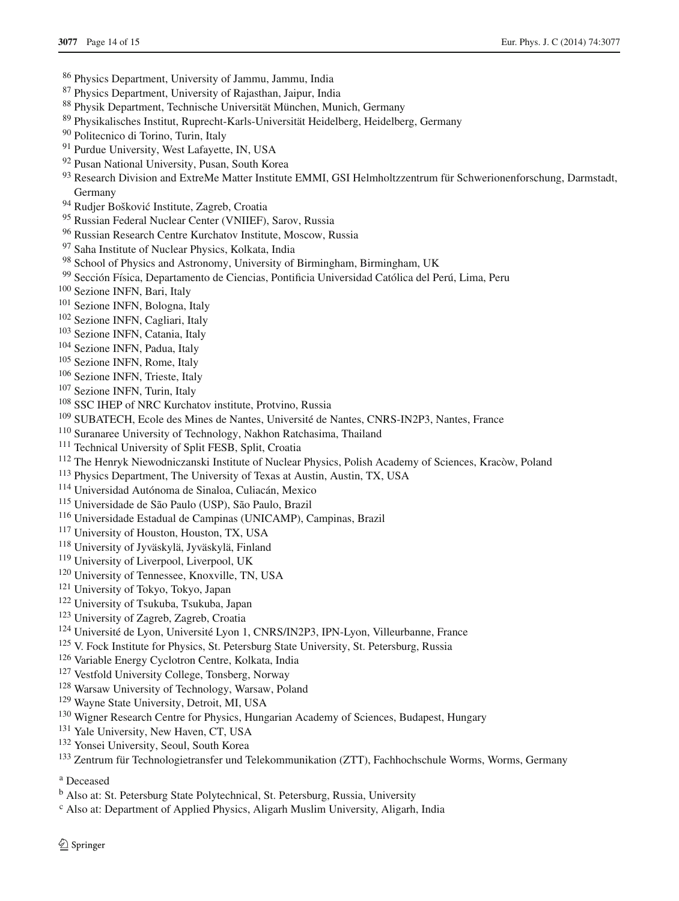[86] Physics Department, University of Jammu, Jammu, India
[87] Physics Department, University of Rajasthan, Jaipur, India
[88] Physik Department, Technische Universität München, Munich, Germany
[89] Physikalisches Institut, Ruprecht-Karls-Universität Heidelberg, Heidelberg, Germany
[90] Politecnico di Torino, Turin, Italy
[91] Purdue University, West Lafayette, IN, USA
[92] Pusan National University, Pusan, South Korea
[93] Research Division and ExtreMe Matter Institute EMMI, GSI Helmholtzzentrum für Schwerionenforschung, Darmstadt, Germany
[94] Rudjer Bošković Institute, Zagreb, Croatia
[95] Russian Federal Nuclear Center (VNIIEF), Sarov, Russia
[96] Russian Research Centre Kurchatov Institute, Moscow, Russia
[97] Saha Institute of Nuclear Physics, Kolkata, India
[98] School of Physics and Astronomy, University of Birmingham, Birmingham, UK
[99] Sección Física, Departamento de Ciencias, Pontificia Universidad Católica del Perú, Lima, Peru
[100] Sezione INFN, Bari, Italy
[101] Sezione INFN, Bologna, Italy
[102] Sezione INFN, Cagliari, Italy
[103] Sezione INFN, Catania, Italy
[104] Sezione INFN, Padua, Italy
[105] Sezione INFN, Rome, Italy
[106] Sezione INFN, Trieste, Italy
[107] Sezione INFN, Turin, Italy
[108] SSC IHEP of NRC Kurchatov institute, Protvino, Russia
[109] SUBATECH, Ecole des Mines de Nantes, Université de Nantes, CNRS-IN2P3, Nantes, France
[110] Suranaree University of Technology, Nakhon Ratchasima, Thailand
[111] Technical University of Split FESB, Split, Croatia
[112] The Henryk Niewodniczanski Institute of Nuclear Physics, Polish Academy of Sciences, Kracòw, Poland
[113] Physics Department, The University of Texas at Austin, Austin, TX, USA
[114] Universidad Autónoma de Sinaloa, Culiacán, Mexico
[115] Universidade de São Paulo (USP), São Paulo, Brazil
[116] Universidade Estadual de Campinas (UNICAMP), Campinas, Brazil
[117] University of Houston, Houston, TX, USA
[118] University of Jyväskylä, Jyväskylä, Finland
[119] University of Liverpool, Liverpool, UK
[120] University of Tennessee, Knoxville, TN, USA
[121] University of Tokyo, Tokyo, Japan
[122] University of Tsukuba, Tsukuba, Japan
[123] University of Zagreb, Zagreb, Croatia
[124] Université de Lyon, Université Lyon 1, CNRS/IN2P3, IPN-Lyon, Villeurbanne, France
[125] V. Fock Institute for Physics, St. Petersburg State University, St. Petersburg, Russia
[126] Variable Energy Cyclotron Centre, Kolkata, India
[127] Vestfold University College, Tonsberg, Norway
[128] Warsaw University of Technology, Warsaw, Poland
[129] Wayne State University, Detroit, MI, USA
[130] Wigner Research Centre for Physics, Hungarian Academy of Sciences, Budapest, Hungary
[131] Yale University, New Haven, CT, USA
[132] Yonsei University, Seoul, South Korea
[133] Zentrum für Technologietransfer und Telekommunikation (ZTT), Fachhochschule Worms, Worms, Germany

[a] Deceased

[b] Also at: St. Petersburg State Polytechnical, St. Petersburg, Russia, University

[c] Also at: Department of Applied Physics, Aligarh Muslim University, Aligarh, India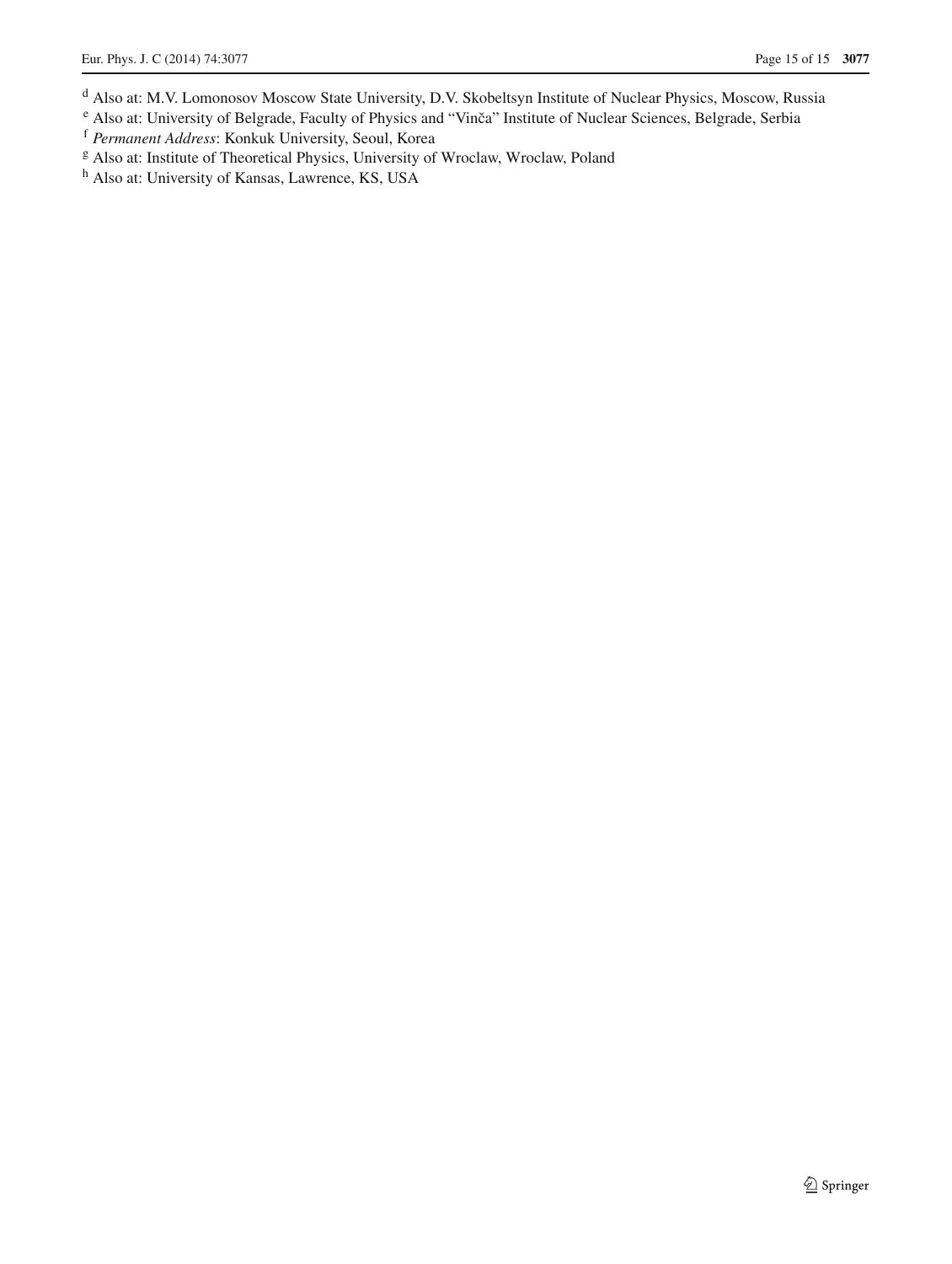[d] Also at: M.V. Lomonosov Moscow State University, D.V. Skobeltsyn Institute of Nuclear Physics, Moscow, Russia

[e] Also at: University of Belgrade, Faculty of Physics and "Vinča" Institute of Nuclear Sciences, Belgrade, Serbia

[f] *Permanent Address*: Konkuk University, Seoul, Korea

[g] Also at: Institute of Theoretical Physics, University of Wroclaw, Wroclaw, Poland

[h] Also at: University of Kansas, Lawrence, KS, USA